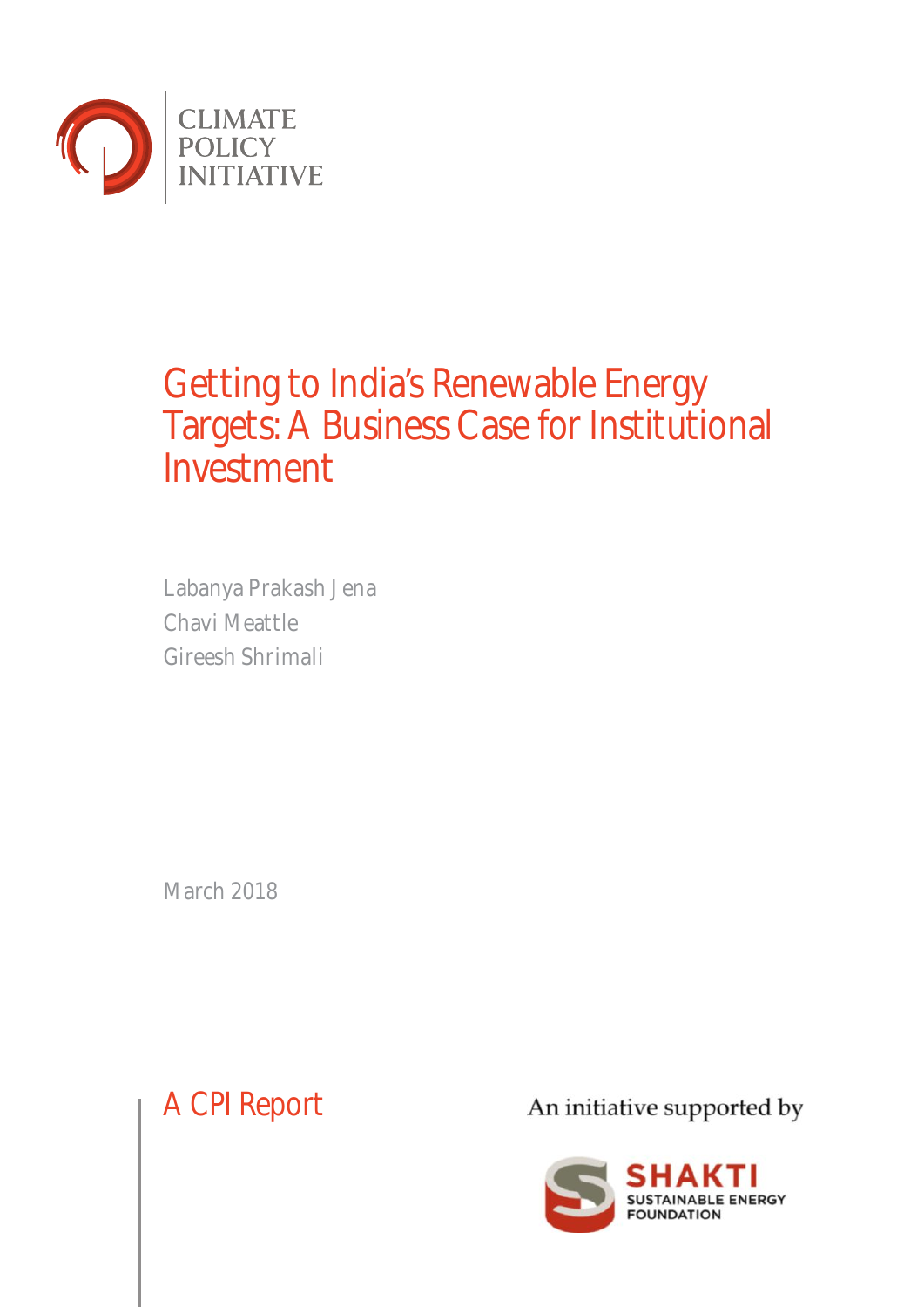CLIMATE POLICY INITIATIVE

# Getting to India's Renewable Energy Targets: A Business Case for Institutional Investment

Labanya Prakash Jena
Chavi Meattle
Gireesh Shrimali

March 2018

A CPI Report

An initiative supported by

SHAKTI SUSTAINABLE ENERGY FOUNDATION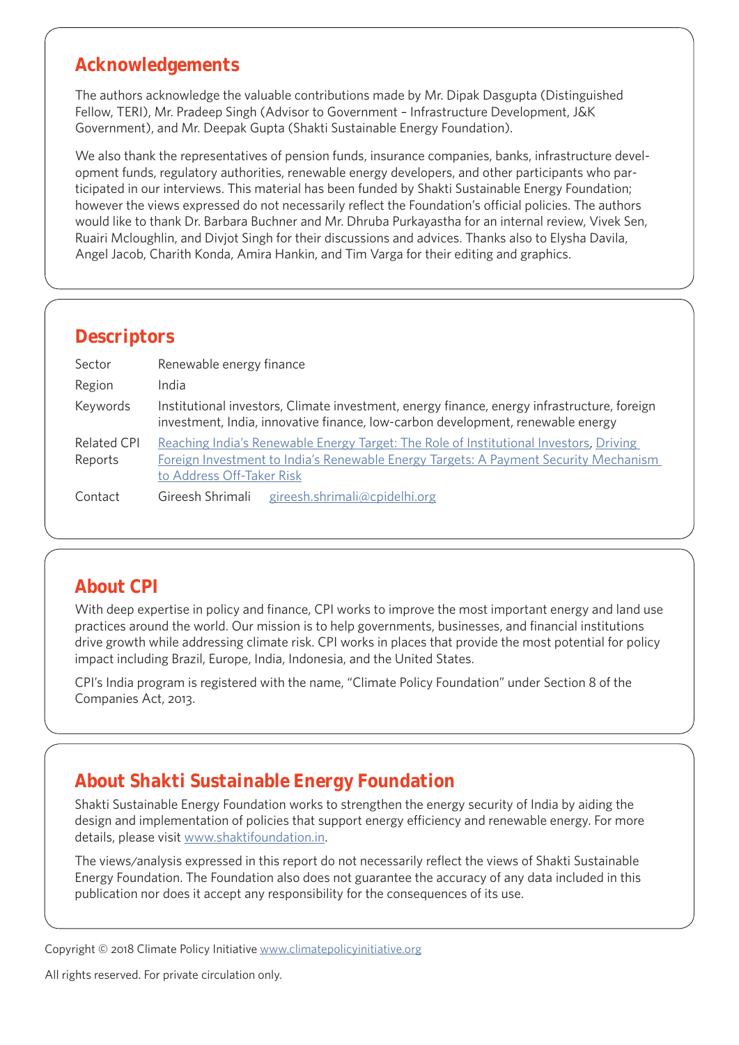## Acknowledgements

The authors acknowledge the valuable contributions made by Mr. Dipak Dasgupta (Distinguished Fellow, TERI), Mr. Pradeep Singh (Advisor to Government – Infrastructure Development, J&K Government), and Mr. Deepak Gupta (Shakti Sustainable Energy Foundation).

We also thank the representatives of pension funds, insurance companies, banks, infrastructure development funds, regulatory authorities, renewable energy developers, and other participants who participated in our interviews. This material has been funded by Shakti Sustainable Energy Foundation; however the views expressed do not necessarily reflect the Foundation's official policies. The authors would like to thank Dr. Barbara Buchner and Mr. Dhruba Purkayastha for an internal review, Vivek Sen, Ruairi Mcloughlin, and Divjot Singh for their discussions and advices. Thanks also to Elysha Davila, Angel Jacob, Charith Konda, Amira Hankin, and Tim Varga for their editing and graphics.

## Descriptors

| | |
|---|---|
| Sector | Renewable energy finance |
| Region | India |
| Keywords | Institutional investors, Climate investment, energy finance, energy infrastructure, foreign investment, India, innovative finance, low-carbon development, renewable energy |
| Related CPI Reports | Reaching India's Renewable Energy Target: The Role of Institutional Investors, Driving Foreign Investment to India's Renewable Energy Targets: A Payment Security Mechanism to Address Off-Taker Risk |
| Contact | Gireesh Shrimali gireesh.shrimali@cpidelhi.org |

## About CPI

With deep expertise in policy and finance, CPI works to improve the most important energy and land use practices around the world. Our mission is to help governments, businesses, and financial institutions drive growth while addressing climate risk. CPI works in places that provide the most potential for policy impact including Brazil, Europe, India, Indonesia, and the United States.

CPI's India program is registered with the name, "Climate Policy Foundation" under Section 8 of the Companies Act, 2013.

## About Shakti Sustainable Energy Foundation

Shakti Sustainable Energy Foundation works to strengthen the energy security of India by aiding the design and implementation of policies that support energy efficiency and renewable energy. For more details, please visit www.shaktifoundation.in.

The views/analysis expressed in this report do not necessarily reflect the views of Shakti Sustainable Energy Foundation. The Foundation also does not guarantee the accuracy of any data included in this publication nor does it accept any responsibility for the consequences of its use.

Copyright © 2018 Climate Policy Initiative www.climatepolicyinitiative.org

All rights reserved. For private circulation only.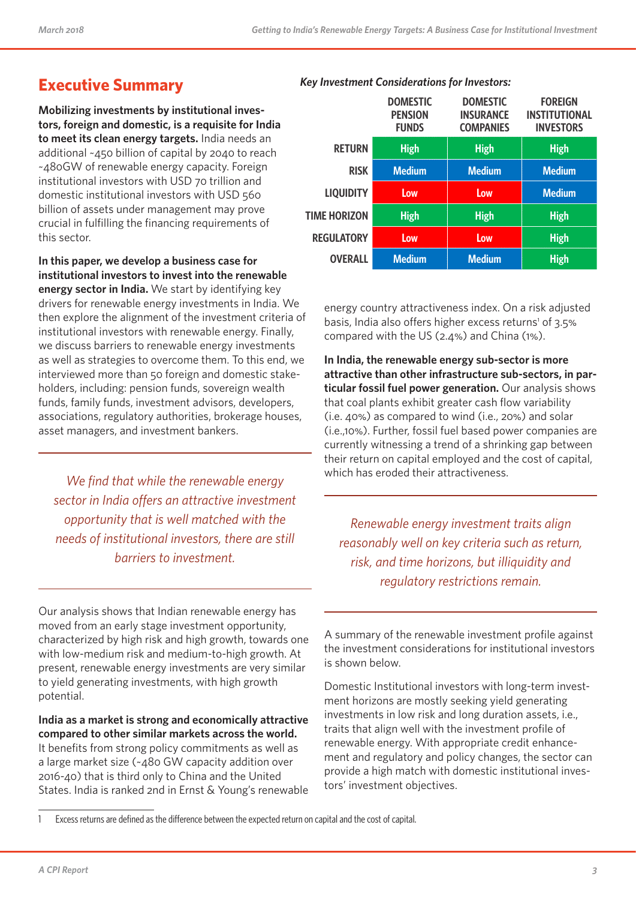## Executive Summary

**Mobilizing investments by institutional investors, foreign and domestic, is a requisite for India to meet its clean energy targets.** India needs an additional ~450 billion of capital by 2040 to reach ~480GW of renewable energy capacity. Foreign institutional investors with USD 70 trillion and domestic institutional investors with USD 560 billion of assets under management may prove crucial in fulfilling the financing requirements of this sector.

**In this paper, we develop a business case for institutional investors to invest into the renewable energy sector in India.** We start by identifying key drivers for renewable energy investments in India. We then explore the alignment of the investment criteria of institutional investors with renewable energy. Finally, we discuss barriers to renewable energy investments as well as strategies to overcome them. To this end, we interviewed more than 50 foreign and domestic stakeholders, including: pension funds, sovereign wealth funds, family funds, investment advisors, developers, associations, regulatory authorities, brokerage houses, asset managers, and investment bankers.

*We find that while the renewable energy sector in India offers an attractive investment opportunity that is well matched with the needs of institutional investors, there are still barriers to investment.*

Our analysis shows that Indian renewable energy has moved from an early stage investment opportunity, characterized by high risk and high growth, towards one with low-medium risk and medium-to-high growth. At present, renewable energy investments are very similar to yield generating investments, with high growth potential.

**India as a market is strong and economically attractive compared to other similar markets across the world.** It benefits from strong policy commitments as well as a large market size (~480 GW capacity addition over 2016-40) that is third only to China and the United States. India is ranked 2nd in Ernst & Young's renewable energy country attractiveness index. On a risk adjusted basis, India also offers higher excess returns[1] of 3.5% compared with the US (2.4%) and China (1%).

**In India, the renewable energy sub-sector is more attractive than other infrastructure sub-sectors, in particular fossil fuel power generation.** Our analysis shows that coal plants exhibit greater cash flow variability (i.e. 40%) as compared to wind (i.e., 20%) and solar (i.e.,10%). Further, fossil fuel based power companies are currently witnessing a trend of a shrinking gap between their return on capital employed and the cost of capital, which has eroded their attractiveness.

*Renewable energy investment traits align reasonably well on key criteria such as return, risk, and time horizons, but illiquidity and regulatory restrictions remain.*

A summary of the renewable investment profile against the investment considerations for institutional investors is shown below.

*Key Investment Considerations for Investors:*

| | DOMESTIC PENSION FUNDS | DOMESTIC INSURANCE COMPANIES | FOREIGN INSTITUTIONAL INVESTORS |
|---|---|---|---|
| RETURN | High | High | High |
| RISK | Medium | Medium | Medium |
| LIQUIDITY | Low | Low | Medium |
| TIME HORIZON | High | High | High |
| REGULATORY | Low | Low | High |
| OVERALL | Medium | Medium | High |

Domestic Institutional investors with long-term investment horizons are mostly seeking yield generating investments in low risk and long duration assets, i.e., traits that align well with the investment profile of renewable energy. With appropriate credit enhancement and regulatory and policy changes, the sector can provide a high match with domestic institutional investors' investment objectives.

1 Excess returns are defined as the difference between the expected return on capital and the cost of capital.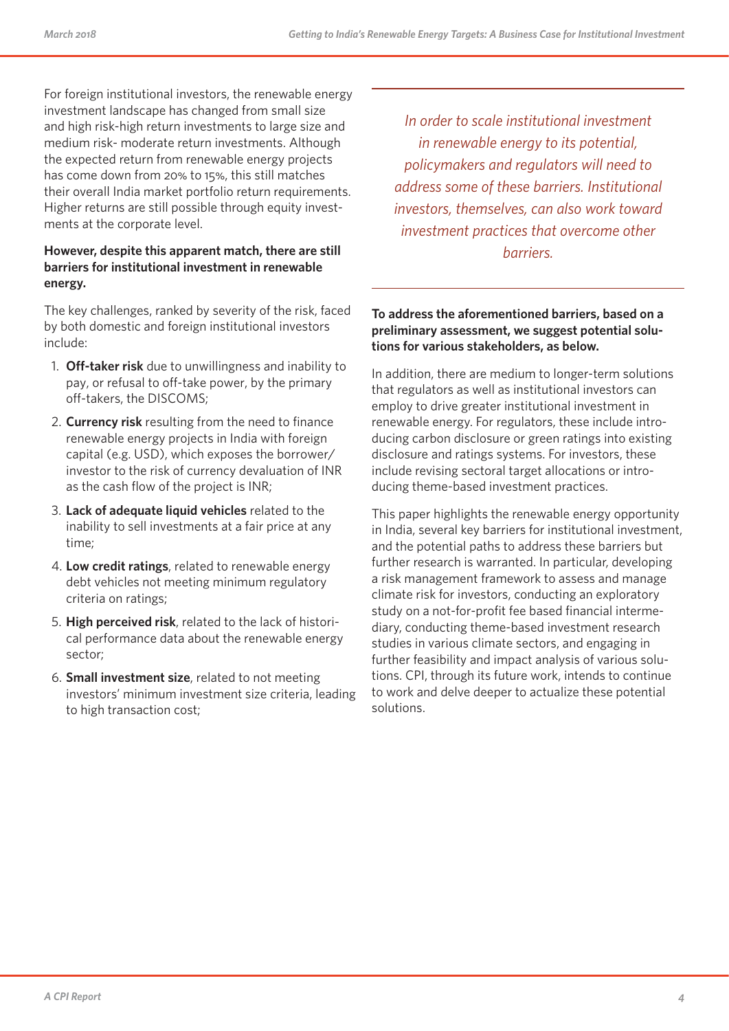For foreign institutional investors, the renewable energy investment landscape has changed from small size and high risk-high return investments to large size and medium risk- moderate return investments. Although the expected return from renewable energy projects has come down from 20% to 15%, this still matches their overall India market portfolio return requirements. Higher returns are still possible through equity investments at the corporate level.

**However, despite this apparent match, there are still barriers for institutional investment in renewable energy.**

The key challenges, ranked by severity of the risk, faced by both domestic and foreign institutional investors include:

1. **Off-taker risk** due to unwillingness and inability to pay, or refusal to off-take power, by the primary off-takers, the DISCOMS;
2. **Currency risk** resulting from the need to finance renewable energy projects in India with foreign capital (e.g. USD), which exposes the borrower/investor to the risk of currency devaluation of INR as the cash flow of the project is INR;
3. **Lack of adequate liquid vehicles** related to the inability to sell investments at a fair price at any time;
4. **Low credit ratings**, related to renewable energy debt vehicles not meeting minimum regulatory criteria on ratings;
5. **High perceived risk**, related to the lack of historical performance data about the renewable energy sector;
6. **Small investment size**, related to not meeting investors' minimum investment size criteria, leading to high transaction cost;

*In order to scale institutional investment in renewable energy to its potential, policymakers and regulators will need to address some of these barriers. Institutional investors, themselves, can also work toward investment practices that overcome other barriers.*

**To address the aforementioned barriers, based on a preliminary assessment, we suggest potential solutions for various stakeholders, as below.**

In addition, there are medium to longer-term solutions that regulators as well as institutional investors can employ to drive greater institutional investment in renewable energy. For regulators, these include introducing carbon disclosure or green ratings into existing disclosure and ratings systems. For investors, these include revising sectoral target allocations or introducing theme-based investment practices.

This paper highlights the renewable energy opportunity in India, several key barriers for institutional investment, and the potential paths to address these barriers but further research is warranted. In particular, developing a risk management framework to assess and manage climate risk for investors, conducting an exploratory study on a not-for-profit fee based financial intermediary, conducting theme-based investment research studies in various climate sectors, and engaging in further feasibility and impact analysis of various solutions. CPI, through its future work, intends to continue to work and delve deeper to actualize these potential solutions.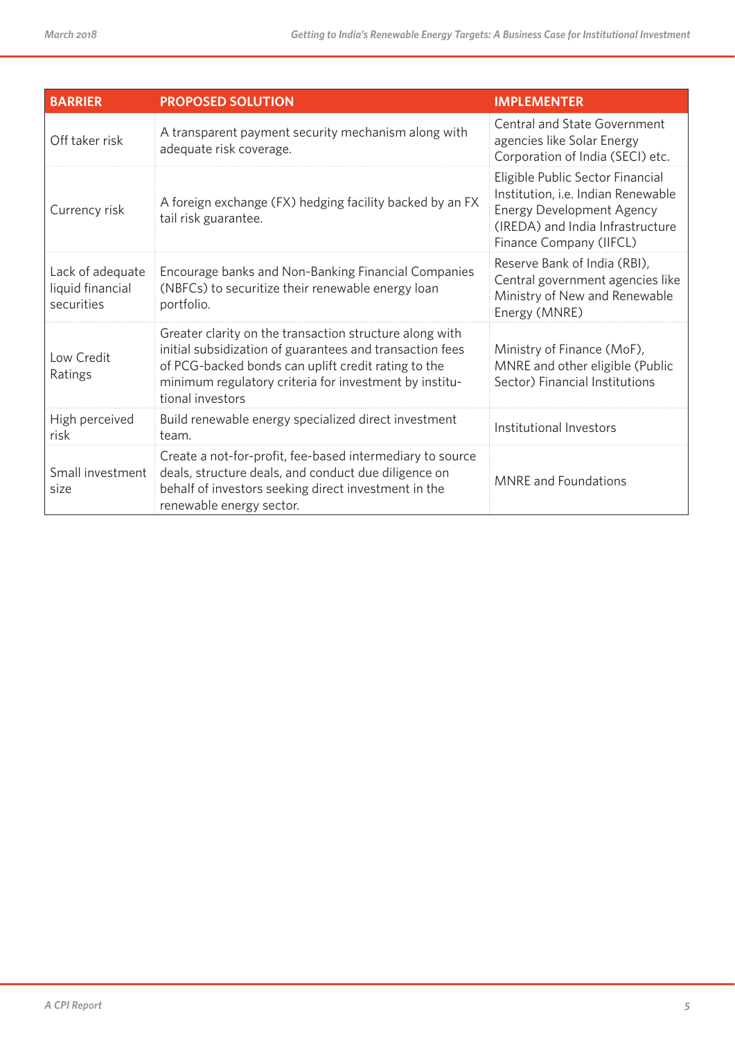| BARRIER | PROPOSED SOLUTION | IMPLEMENTER |
|---|---|---|
| Off taker risk | A transparent payment security mechanism along with adequate risk coverage. | Central and State Government agencies like Solar Energy Corporation of India (SECI) etc. |
| Currency risk | A foreign exchange (FX) hedging facility backed by an FX tail risk guarantee. | Eligible Public Sector Financial Institution, i.e. Indian Renewable Energy Development Agency (IREDA) and India Infrastructure Finance Company (IIFCL) |
| Lack of adequate liquid financial securities | Encourage banks and Non-Banking Financial Companies (NBFCs) to securitize their renewable energy loan portfolio. | Reserve Bank of India (RBI), Central government agencies like Ministry of New and Renewable Energy (MNRE) |
| Low Credit Ratings | Greater clarity on the transaction structure along with initial subsidization of guarantees and transaction fees of PCG-backed bonds can uplift credit rating to the minimum regulatory criteria for investment by institutional investors | Ministry of Finance (MoF), MNRE and other eligible (Public Sector) Financial Institutions |
| High perceived risk | Build renewable energy specialized direct investment team. | Institutional Investors |
| Small investment size | Create a not-for-profit, fee-based intermediary to source deals, structure deals, and conduct due diligence on behalf of investors seeking direct investment in the renewable energy sector. | MNRE and Foundations |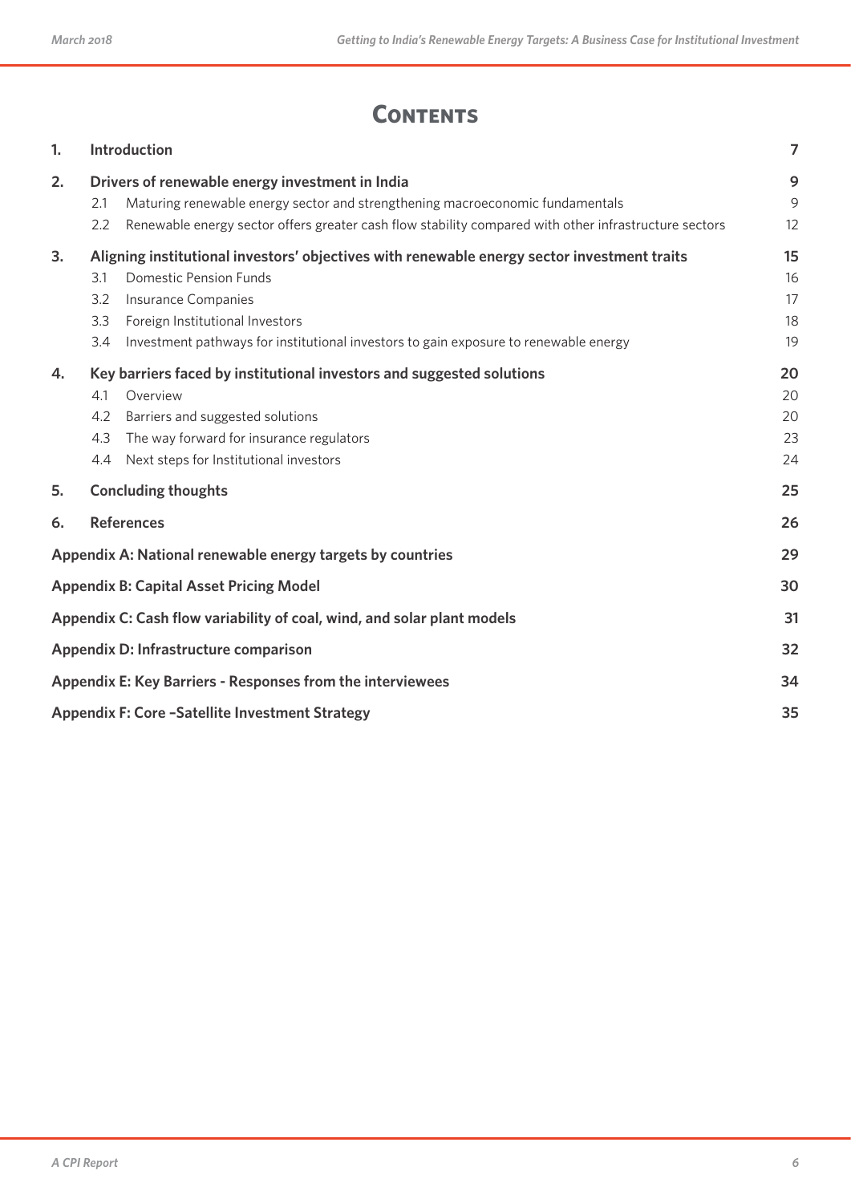# Contents

| | | | |
|---|---|---|---|
| **1.** | **Introduction** | | **7** |
| **2.** | **Drivers of renewable energy investment in India** | | **9** |
| | 2.1 | Maturing renewable energy sector and strengthening macroeconomic fundamentals | 9 |
| | 2.2 | Renewable energy sector offers greater cash flow stability compared with other infrastructure sectors | 12 |
| **3.** | **Aligning institutional investors' objectives with renewable energy sector investment traits** | | **15** |
| | 3.1 | Domestic Pension Funds | 16 |
| | 3.2 | Insurance Companies | 17 |
| | 3.3 | Foreign Institutional Investors | 18 |
| | 3.4 | Investment pathways for institutional investors to gain exposure to renewable energy | 19 |
| **4.** | **Key barriers faced by institutional investors and suggested solutions** | | **20** |
| | 4.1 | Overview | 20 |
| | 4.2 | Barriers and suggested solutions | 20 |
| | 4.3 | The way forward for insurance regulators | 23 |
| | 4.4 | Next steps for Institutional investors | 24 |
| **5.** | **Concluding thoughts** | | **25** |
| **6.** | **References** | | **26** |
| **Appendix A: National renewable energy targets by countries** | | | **29** |
| **Appendix B: Capital Asset Pricing Model** | | | **30** |
| **Appendix C: Cash flow variability of coal, wind, and solar plant models** | | | **31** |
| **Appendix D: Infrastructure comparison** | | | **32** |
| **Appendix E: Key Barriers - Responses from the interviewees** | | | **34** |
| **Appendix F: Core –Satellite Investment Strategy** | | | **35** |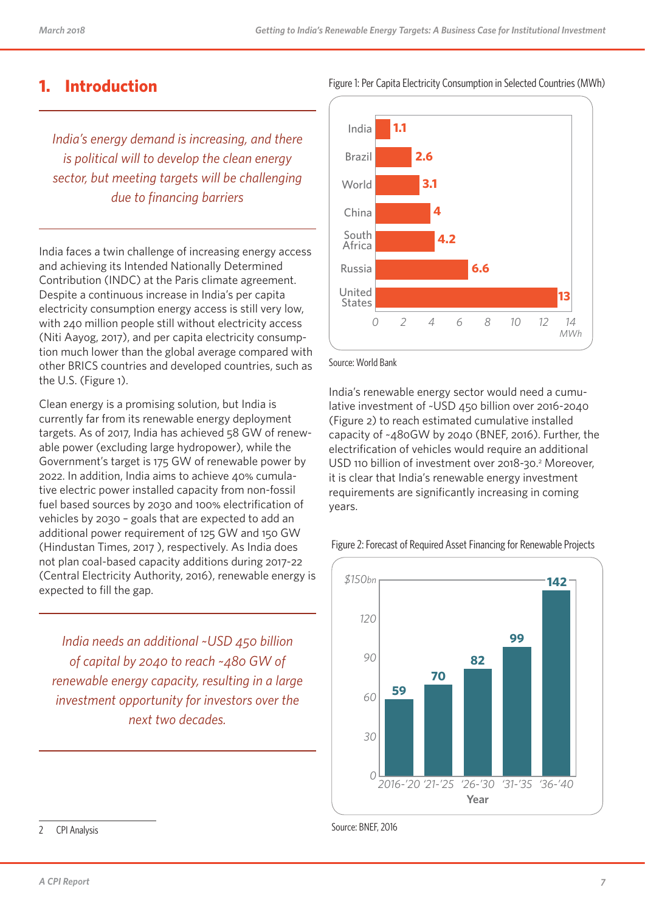# 1. Introduction

*India's energy demand is increasing, and there is political will to develop the clean energy sector, but meeting targets will be challenging due to financing barriers*

India faces a twin challenge of increasing energy access and achieving its Intended Nationally Determined Contribution (INDC) at the Paris climate agreement. Despite a continuous increase in India's per capita electricity consumption energy access is still very low, with 240 million people still without electricity access (Niti Aayog, 2017), and per capita electricity consumption much lower than the global average compared with other BRICS countries and developed countries, such as the U.S. (Figure 1).

Clean energy is a promising solution, but India is currently far from its renewable energy deployment targets. As of 2017, India has achieved 58 GW of renewable power (excluding large hydropower), while the Government's target is 175 GW of renewable power by 2022. In addition, India aims to achieve 40% cumulative electric power installed capacity from non-fossil fuel based sources by 2030 and 100% electrification of vehicles by 2030 – goals that are expected to add an additional power requirement of 125 GW and 150 GW (Hindustan Times, 2017 ), respectively. As India does not plan coal-based capacity additions during 2017-22 (Central Electricity Authority, 2016), renewable energy is expected to fill the gap.

*India needs an additional ~USD 450 billion of capital by 2040 to reach ~480 GW of renewable energy capacity, resulting in a large investment opportunity for investors over the next two decades.*

Figure 1: Per Capita Electricity Consumption in Selected Countries (MWh)

| Country | MWh |
|---|---|
| India | 1.1 |
| Brazil | 2.6 |
| World | 3.1 |
| China | 4 |
| South Africa | 4.2 |
| Russia | 6.6 |
| United States | 13 |

Source: World Bank

India's renewable energy sector would need a cumulative investment of ~USD 450 billion over 2016-2040 (Figure 2) to reach estimated cumulative installed capacity of ~480GW by 2040 (BNEF, 2016). Further, the electrification of vehicles would require an additional USD 110 billion of investment over 2018-30.[2] Moreover, it is clear that India's renewable energy investment requirements are significantly increasing in coming years.

Figure 2: Forecast of Required Asset Financing for Renewable Projects

| Year | $bn |
|---|---|
| 2016-'20 | 59 |
| '21-'25 | 70 |
| '26-'30 | 82 |
| '31-'35 | 99 |
| '36-'40 | 142 |

Source: BNEF, 2016

2 CPI Analysis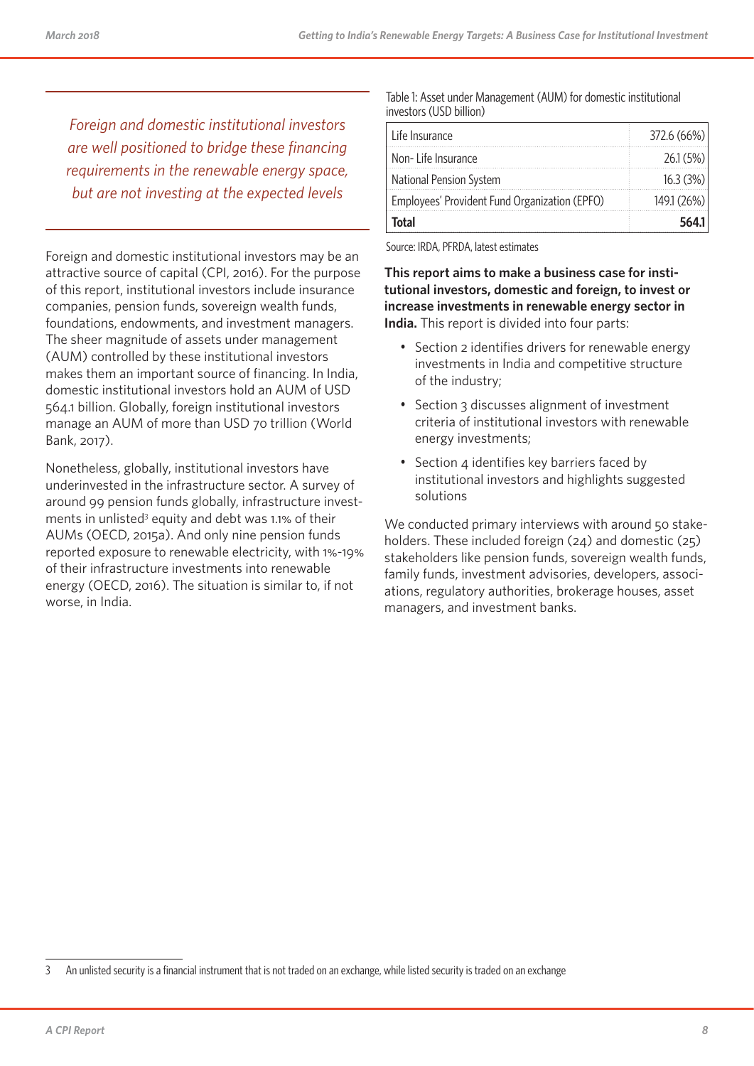*Foreign and domestic institutional investors are well positioned to bridge these financing requirements in the renewable energy space, but are not investing at the expected levels*

Foreign and domestic institutional investors may be an attractive source of capital (CPI, 2016). For the purpose of this report, institutional investors include insurance companies, pension funds, sovereign wealth funds, foundations, endowments, and investment managers. The sheer magnitude of assets under management (AUM) controlled by these institutional investors makes them an important source of financing. In India, domestic institutional investors hold an AUM of USD 564.1 billion. Globally, foreign institutional investors manage an AUM of more than USD 70 trillion (World Bank, 2017).

Nonetheless, globally, institutional investors have underinvested in the infrastructure sector. A survey of around 99 pension funds globally, infrastructure investments in unlisted[3] equity and debt was 1.1% of their AUMs (OECD, 2015a). And only nine pension funds reported exposure to renewable electricity, with 1%-19% of their infrastructure investments into renewable energy (OECD, 2016). The situation is similar to, if not worse, in India.

Table 1: Asset under Management (AUM) for domestic institutional investors (USD billion)

| | |
|---|---|
| Life Insurance | 372.6 (66%) |
| Non- Life Insurance | 26.1 (5%) |
| National Pension System | 16.3 (3%) |
| Employees' Provident Fund Organization (EPFO) | 149.1 (26%) |
| **Total** | **564.1** |

Source: IRDA, PFRDA, latest estimates

**This report aims to make a business case for institutional investors, domestic and foreign, to invest or increase investments in renewable energy sector in India.** This report is divided into four parts:

- Section 2 identifies drivers for renewable energy investments in India and competitive structure of the industry;
- Section 3 discusses alignment of investment criteria of institutional investors with renewable energy investments;
- Section 4 identifies key barriers faced by institutional investors and highlights suggested solutions

We conducted primary interviews with around 50 stakeholders. These included foreign (24) and domestic (25) stakeholders like pension funds, sovereign wealth funds, family funds, investment advisories, developers, associations, regulatory authorities, brokerage houses, asset managers, and investment banks.

3 An unlisted security is a financial instrument that is not traded on an exchange, while listed security is traded on an exchange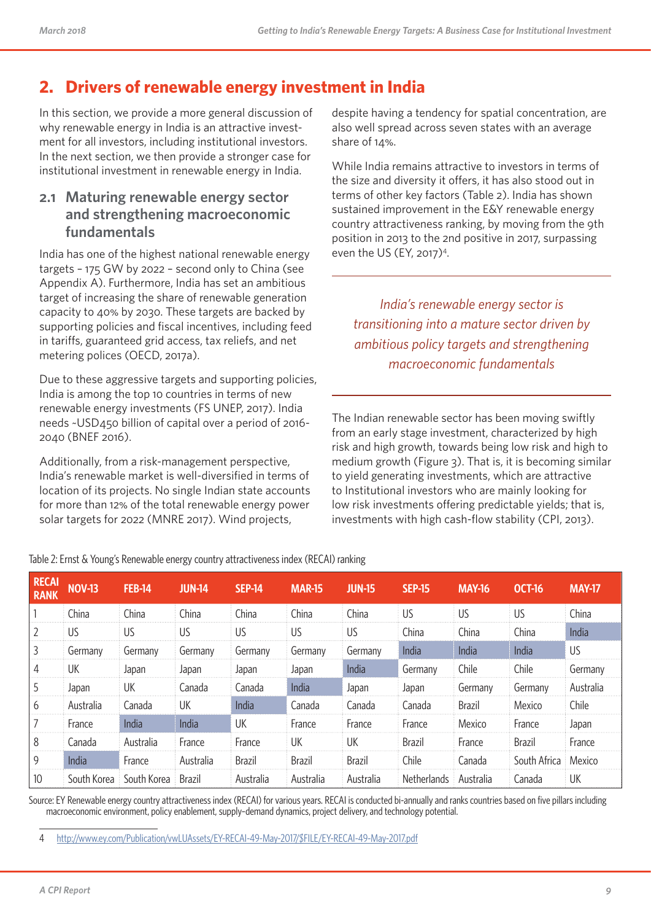## 2. Drivers of renewable energy investment in India

In this section, we provide a more general discussion of why renewable energy in India is an attractive investment for all investors, including institutional investors. In the next section, we then provide a stronger case for institutional investment in renewable energy in India.

### 2.1 Maturing renewable energy sector and strengthening macroeconomic fundamentals

India has one of the highest national renewable energy targets – 175 GW by 2022 – second only to China (see Appendix A). Furthermore, India has set an ambitious target of increasing the share of renewable generation capacity to 40% by 2030. These targets are backed by supporting policies and fiscal incentives, including feed in tariffs, guaranteed grid access, tax reliefs, and net metering polices (OECD, 2017a).

Due to these aggressive targets and supporting policies, India is among the top 10 countries in terms of new renewable energy investments (FS UNEP, 2017). India needs ~USD450 billion of capital over a period of 2016-2040 (BNEF 2016).

Additionally, from a risk-management perspective, India's renewable market is well-diversified in terms of location of its projects. No single Indian state accounts for more than 12% of the total renewable energy power solar targets for 2022 (MNRE 2017). Wind projects, despite having a tendency for spatial concentration, are also well spread across seven states with an average share of 14%.

While India remains attractive to investors in terms of the size and diversity it offers, it has also stood out in terms of other key factors (Table 2). India has shown sustained improvement in the E&Y renewable energy country attractiveness ranking, by moving from the 9th position in 2013 to the 2nd positive in 2017, surpassing even the US (EY, 2017)[4].

*India's renewable energy sector is transitioning into a mature sector driven by ambitious policy targets and strengthening macroeconomic fundamentals*

The Indian renewable sector has been moving swiftly from an early stage investment, characterized by high risk and high growth, towards being low risk and high to medium growth (Figure 3). That is, it is becoming similar to yield generating investments, which are attractive to Institutional investors who are mainly looking for low risk investments offering predictable yields; that is, investments with high cash-flow stability (CPI, 2013).

Table 2: Ernst & Young's Renewable energy country attractiveness index (RECAI) ranking

| RECAI RANK | NOV-13 | FEB-14 | JUN-14 | SEP-14 | MAR-15 | JUN-15 | SEP-15 | MAY-16 | OCT-16 | MAY-17 |
|---|---|---|---|---|---|---|---|---|---|---|
| 1 | China | China | China | China | China | China | US | US | US | China |
| 2 | US | US | US | US | US | US | China | China | China | India |
| 3 | Germany | Germany | Germany | Germany | Germany | Germany | India | India | India | US |
| 4 | UK | Japan | Japan | Japan | Japan | India | Germany | Chile | Chile | Germany |
| 5 | Japan | UK | Canada | Canada | India | Japan | Japan | Germany | Germany | Australia |
| 6 | Australia | Canada | UK | India | Canada | Canada | Canada | Brazil | Mexico | Chile |
| 7 | France | India | India | UK | France | France | France | Mexico | France | Japan |
| 8 | Canada | Australia | France | France | UK | UK | Brazil | France | Brazil | France |
| 9 | India | France | Australia | Brazil | Brazil | Brazil | Chile | Canada | South Africa | Mexico |
| 10 | South Korea | South Korea | Brazil | Australia | Australia | Australia | Netherlands | Australia | Canada | UK |

Source: EY Renewable energy country attractiveness index (RECAI) for various years. RECAI is conducted bi-annually and ranks countries based on five pillars including macroeconomic environment, policy enablement, supply-demand dynamics, project delivery, and technology potential.

4 http://www.ey.com/Publication/vwLUAssets/EY-RECAI-49-May-2017/$FILE/EY-RECAI-49-May-2017.pdf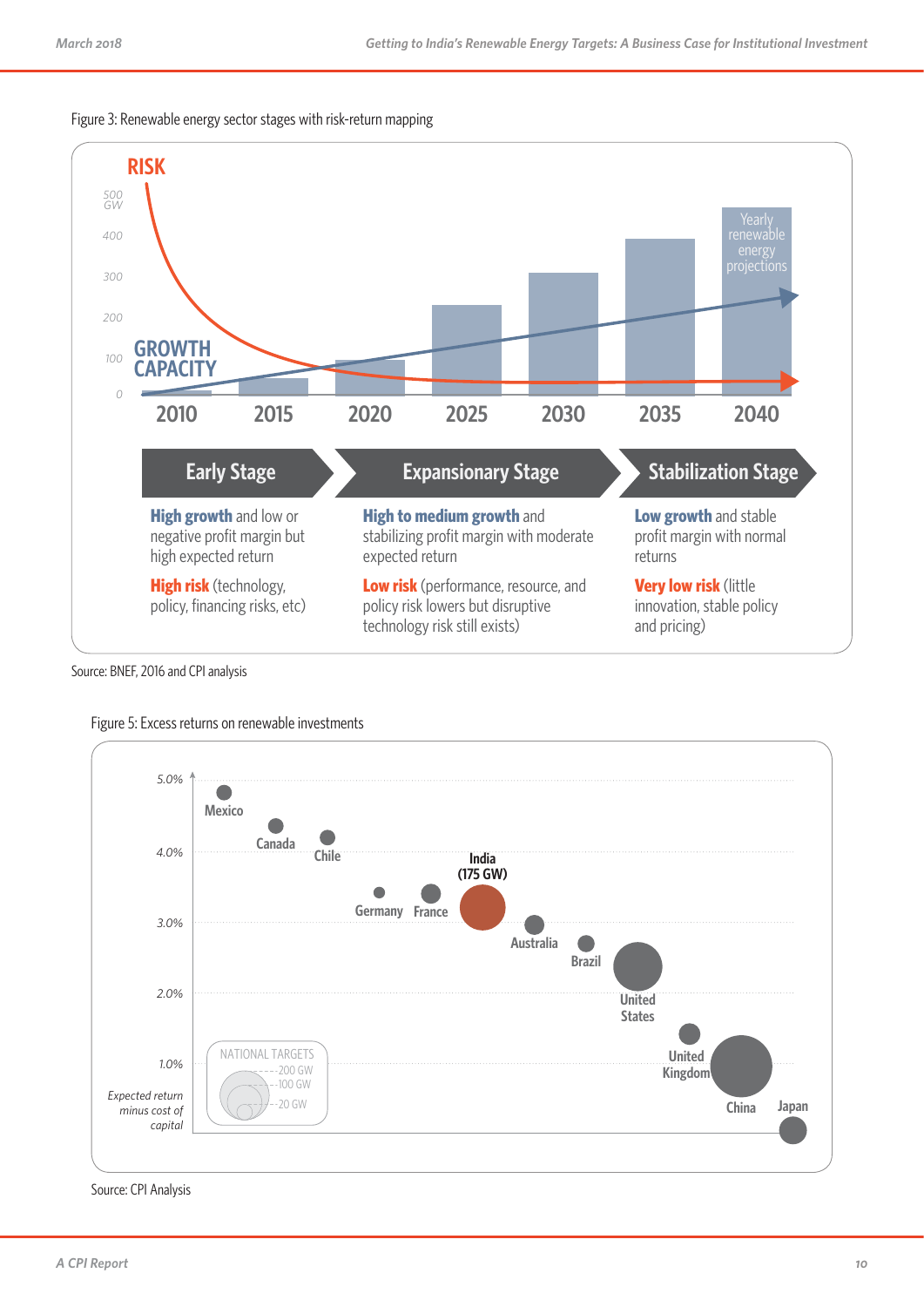Figure 3: Renewable energy sector stages with risk-return mapping

| Early Stage | Expansionary Stage | Stabilization Stage |
| --- | --- | --- |
| **High growth** and low or negative profit margin but high expected return | **High to medium growth** and stabilizing profit margin with moderate expected return | **Low growth** and stable profit margin with normal returns |
| **High risk** (technology, policy, financing risks, etc) | **Low risk** (performance, resource, and policy risk lowers but disruptive technology risk still exists) | **Very low risk** (little innovation, stable policy and pricing) |

Source: BNEF, 2016 and CPI analysis

Figure 5: Excess returns on renewable investments

Source: CPI Analysis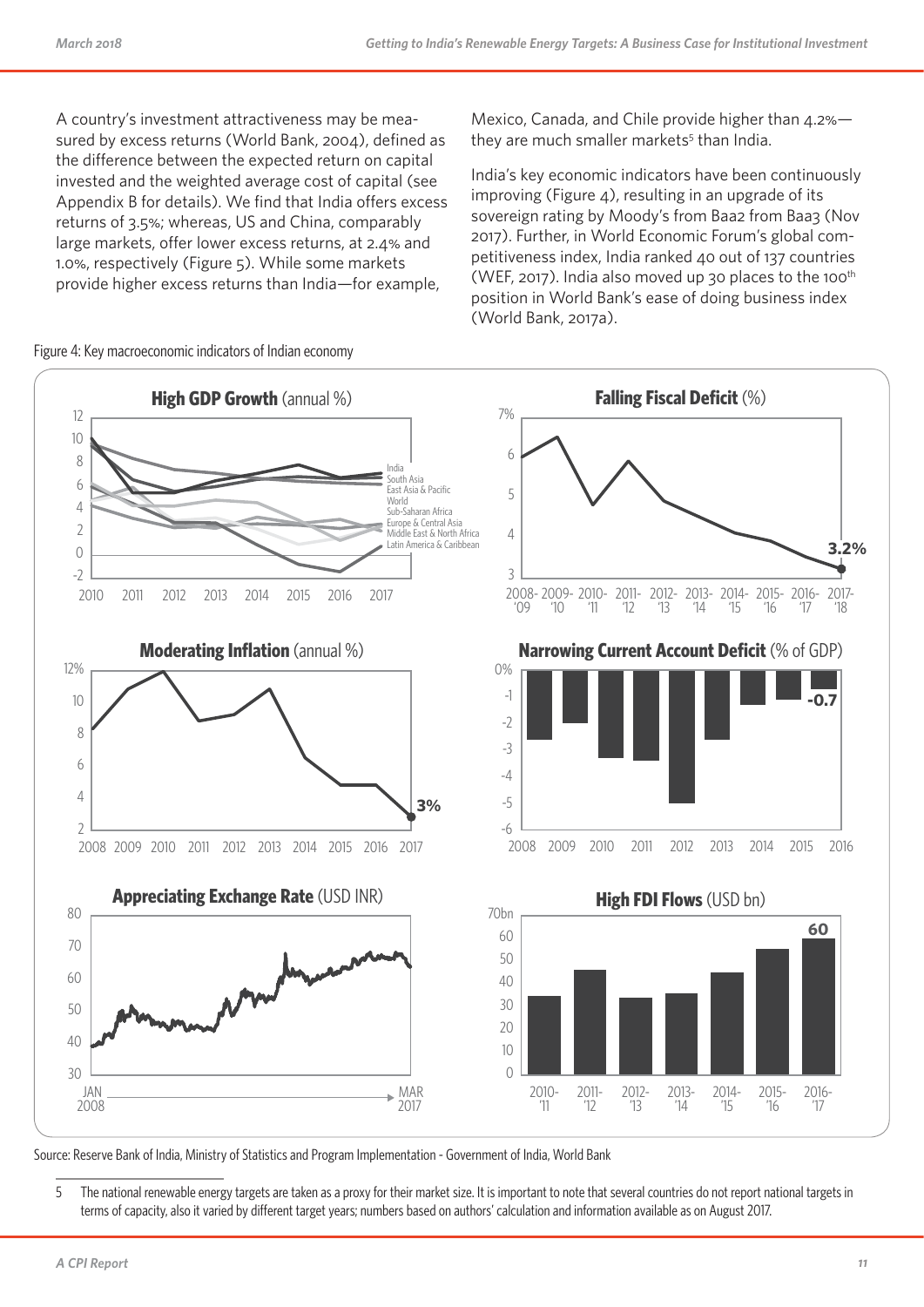A country's investment attractiveness may be measured by excess returns (World Bank, 2004), defined as the difference between the expected return on capital invested and the weighted average cost of capital (see Appendix B for details). We find that India offers excess returns of 3.5%; whereas, US and China, comparably large markets, offer lower excess returns, at 2.4% and 1.0%, respectively (Figure 5). While some markets provide higher excess returns than India—for example, Mexico, Canada, and Chile provide higher than 4.2%—they are much smaller markets[5] than India.

India's key economic indicators have been continuously improving (Figure 4), resulting in an upgrade of its sovereign rating by Moody's from Baa2 from Baa3 (Nov 2017). Further, in World Economic Forum's global competitiveness index, India ranked 40 out of 137 countries (WEF, 2017). India also moved up 30 places to the 100th position in World Bank's ease of doing business index (World Bank, 2017a).

Figure 4: Key macroeconomic indicators of Indian economy

Source: Reserve Bank of India, Ministry of Statistics and Program Implementation - Government of India, World Bank

5 The national renewable energy targets are taken as a proxy for their market size. It is important to note that several countries do not report national targets in terms of capacity, also it varied by different target years; numbers based on authors' calculation and information available as on August 2017.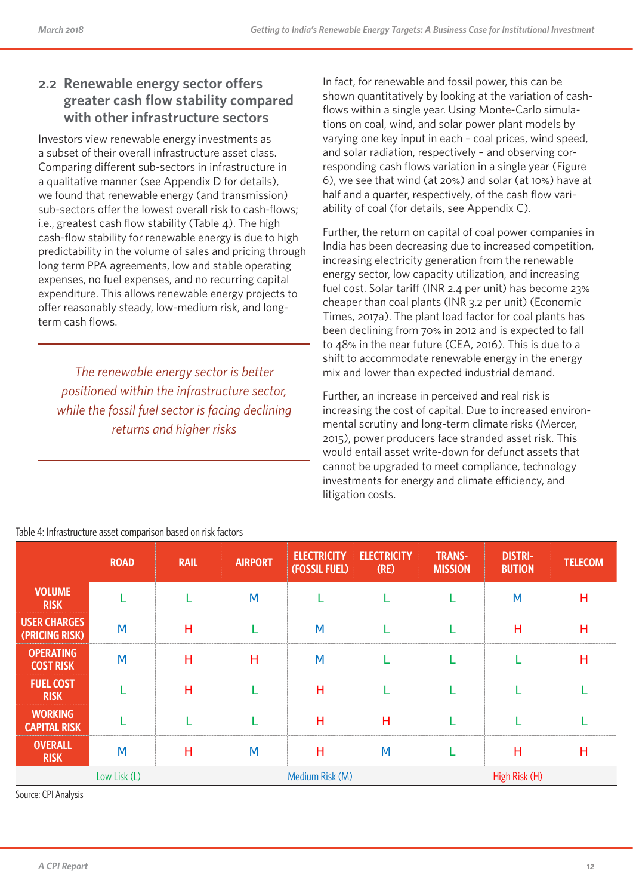## 2.2 Renewable energy sector offers greater cash flow stability compared with other infrastructure sectors

Investors view renewable energy investments as a subset of their overall infrastructure asset class. Comparing different sub-sectors in infrastructure in a qualitative manner (see Appendix D for details), we found that renewable energy (and transmission) sub-sectors offer the lowest overall risk to cash-flows; i.e., greatest cash flow stability (Table 4). The high cash-flow stability for renewable energy is due to high predictability in the volume of sales and pricing through long term PPA agreements, low and stable operating expenses, no fuel expenses, and no recurring capital expenditure. This allows renewable energy projects to offer reasonably steady, low-medium risk, and long-term cash flows.

*The renewable energy sector is better positioned within the infrastructure sector, while the fossil fuel sector is facing declining returns and higher risks*

In fact, for renewable and fossil power, this can be shown quantitatively by looking at the variation of cash-flows within a single year. Using Monte-Carlo simulations on coal, wind, and solar power plant models by varying one key input in each – coal prices, wind speed, and solar radiation, respectively – and observing corresponding cash flows variation in a single year (Figure 6), we see that wind (at 20%) and solar (at 10%) have at half and a quarter, respectively, of the cash flow variability of coal (for details, see Appendix C).

Further, the return on capital of coal power companies in India has been decreasing due to increased competition, increasing electricity generation from the renewable energy sector, low capacity utilization, and increasing fuel cost. Solar tariff (INR 2.4 per unit) has become 23% cheaper than coal plants (INR 3.2 per unit) (Economic Times, 2017a). The plant load factor for coal plants has been declining from 70% in 2012 and is expected to fall to 48% in the near future (CEA, 2016). This is due to a shift to accommodate renewable energy in the energy mix and lower than expected industrial demand.

Further, an increase in perceived and real risk is increasing the cost of capital. Due to increased environmental scrutiny and long-term climate risks (Mercer, 2015), power producers face stranded asset risk. This would entail asset write-down for defunct assets that cannot be upgraded to meet compliance, technology investments for energy and climate efficiency, and litigation costs.

Table 4: Infrastructure asset comparison based on risk factors

| | ROAD | RAIL | AIRPORT | ELECTRICITY (FOSSIL FUEL) | ELECTRICITY (RE) | TRANS-MISSION | DISTRI-BUTION | TELECOM |
|---|---|---|---|---|---|---|---|---|
| VOLUME RISK | L | L | M | L | L | L | M | H |
| USER CHARGES (PRICING RISK) | M | H | L | M | L | L | H | H |
| OPERATING COST RISK | M | H | H | M | L | L | L | H |
| FUEL COST RISK | L | H | L | H | L | L | L | L |
| WORKING CAPITAL RISK | L | L | L | H | H | L | L | L |
| OVERALL RISK | M | H | M | H | M | L | H | H |

Low Lisk (L) | Medium Risk (M) | High Risk (H)

Source: CPI Analysis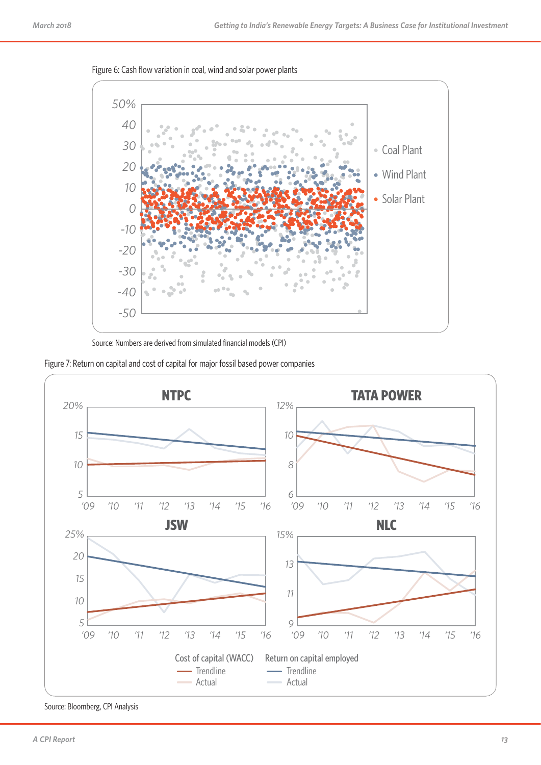Figure 6: Cash flow variation in coal, wind and solar power plants

Source: Numbers are derived from simulated financial models (CPI)

Figure 7: Return on capital and cost of capital for major fossil based power companies

Source: Bloomberg, CPI Analysis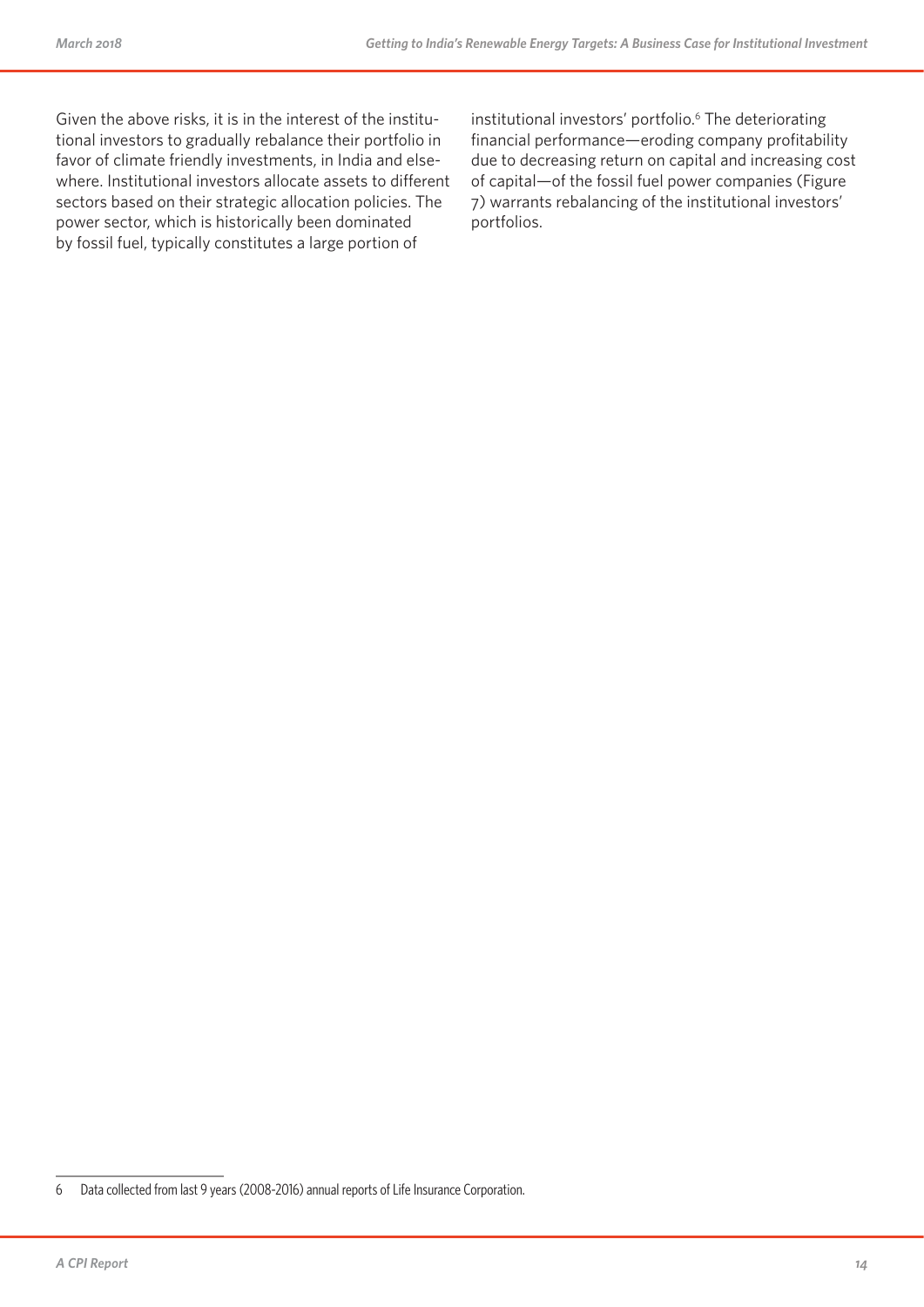Given the above risks, it is in the interest of the institutional investors to gradually rebalance their portfolio in favor of climate friendly investments, in India and elsewhere. Institutional investors allocate assets to different sectors based on their strategic allocation policies. The power sector, which is historically been dominated by fossil fuel, typically constitutes a large portion of institutional investors' portfolio.[6] The deteriorating financial performance—eroding company profitability due to decreasing return on capital and increasing cost of capital—of the fossil fuel power companies (Figure 7) warrants rebalancing of the institutional investors' portfolios.

6 Data collected from last 9 years (2008-2016) annual reports of Life Insurance Corporation.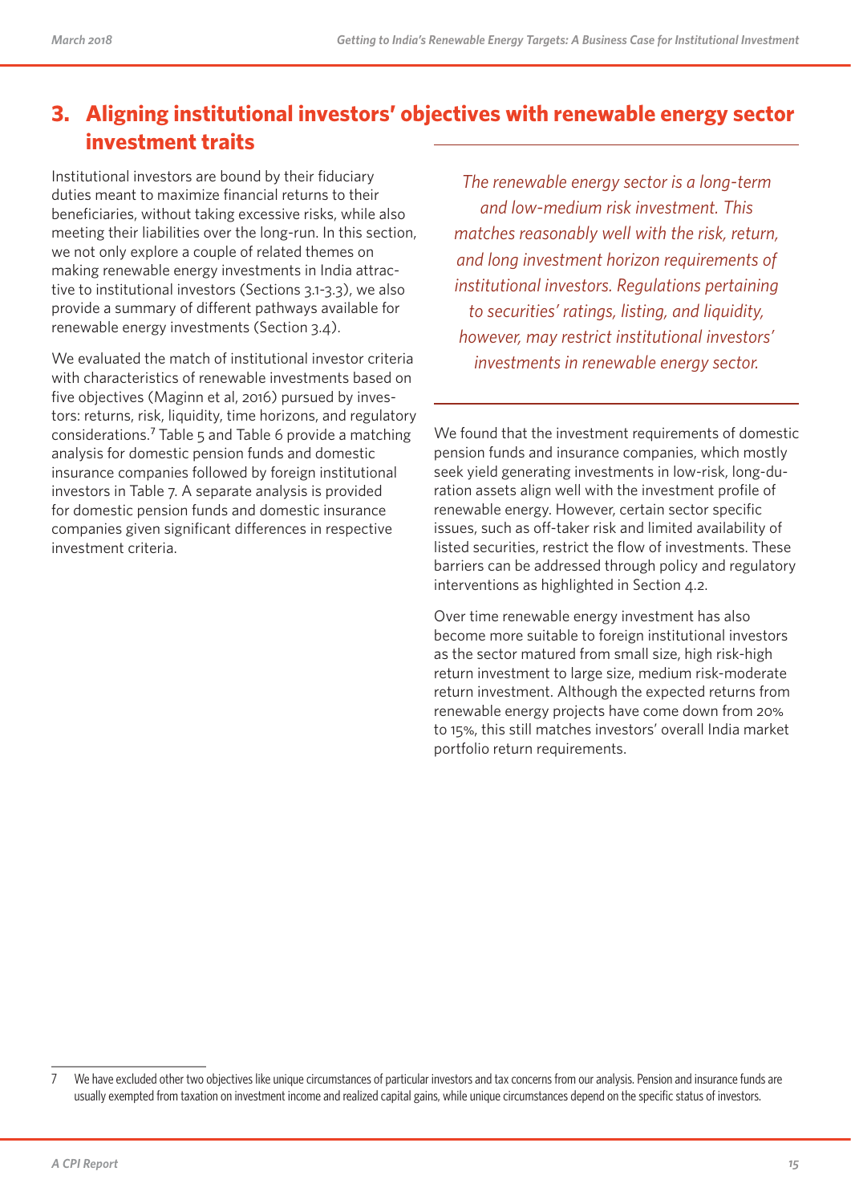## 3. Aligning institutional investors' objectives with renewable energy sector investment traits

Institutional investors are bound by their fiduciary duties meant to maximize financial returns to their beneficiaries, without taking excessive risks, while also meeting their liabilities over the long-run. In this section, we not only explore a couple of related themes on making renewable energy investments in India attractive to institutional investors (Sections 3.1-3.3), we also provide a summary of different pathways available for renewable energy investments (Section 3.4).

We evaluated the match of institutional investor criteria with characteristics of renewable investments based on five objectives (Maginn et al, 2016) pursued by investors: returns, risk, liquidity, time horizons, and regulatory considerations.[7] Table 5 and Table 6 provide a matching analysis for domestic pension funds and domestic insurance companies followed by foreign institutional investors in Table 7. A separate analysis is provided for domestic pension funds and domestic insurance companies given significant differences in respective investment criteria.

*The renewable energy sector is a long-term and low-medium risk investment. This matches reasonably well with the risk, return, and long investment horizon requirements of institutional investors. Regulations pertaining to securities' ratings, listing, and liquidity, however, may restrict institutional investors' investments in renewable energy sector.*

We found that the investment requirements of domestic pension funds and insurance companies, which mostly seek yield generating investments in low-risk, long-duration assets align well with the investment profile of renewable energy. However, certain sector specific issues, such as off-taker risk and limited availability of listed securities, restrict the flow of investments. These barriers can be addressed through policy and regulatory interventions as highlighted in Section 4.2.

Over time renewable energy investment has also become more suitable to foreign institutional investors as the sector matured from small size, high risk-high return investment to large size, medium risk-moderate return investment. Although the expected returns from renewable energy projects have come down from 20% to 15%, this still matches investors' overall India market portfolio return requirements.

---

7 We have excluded other two objectives like unique circumstances of particular investors and tax concerns from our analysis. Pension and insurance funds are usually exempted from taxation on investment income and realized capital gains, while unique circumstances depend on the specific status of investors.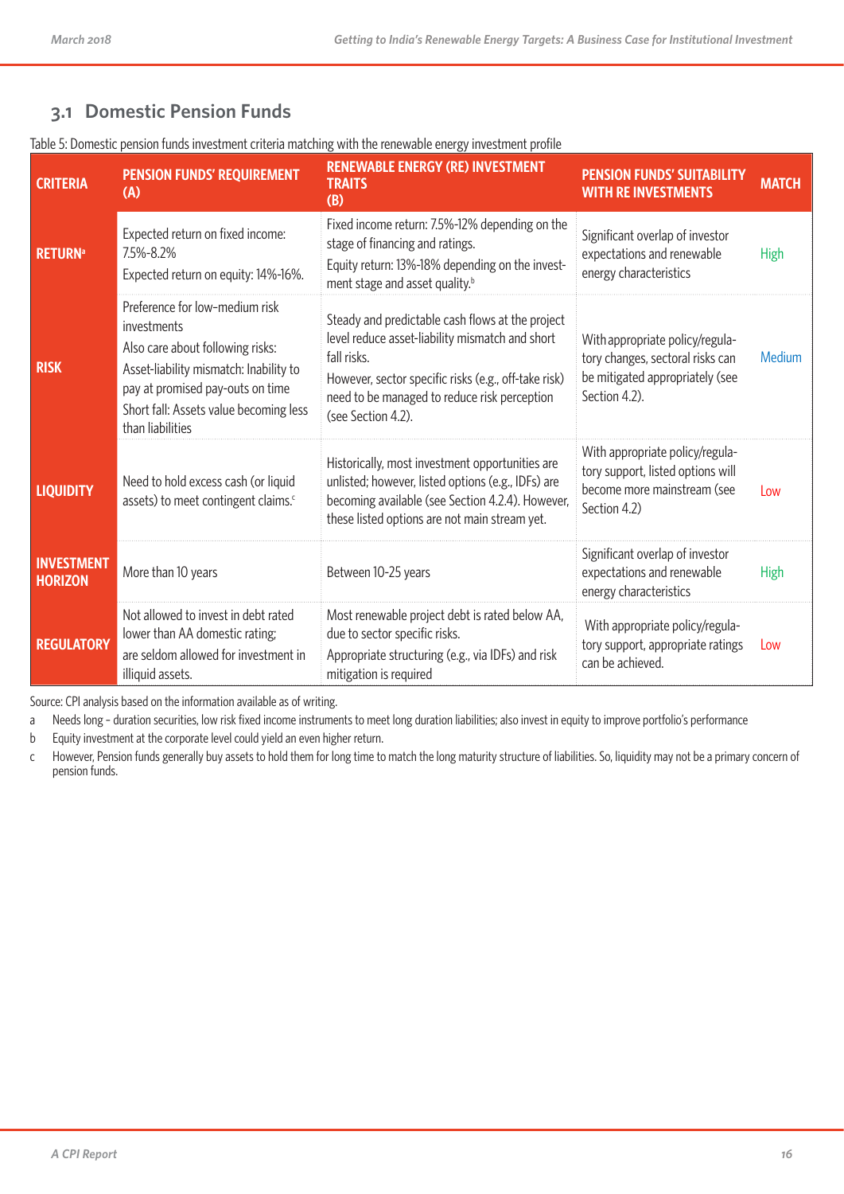## 3.1 Domestic Pension Funds

Table 5: Domestic pension funds investment criteria matching with the renewable energy investment profile

| CRITERIA | PENSION FUNDS' REQUIREMENT (A) | RENEWABLE ENERGY (RE) INVESTMENT TRAITS (B) | PENSION FUNDS' SUITABILITY WITH RE INVESTMENTS | MATCH |
|---|---|---|---|---|
| RETURN[a] | Expected return on fixed income: 7.5%-8.2%<br>Expected return on equity: 14%-16%. | Fixed income return: 7.5%-12% depending on the stage of financing and ratings.<br>Equity return: 13%-18% depending on the investment stage and asset quality.[b] | Significant overlap of investor expectations and renewable energy characteristics | High |
| RISK | Preference for low-medium risk investments<br>Also care about following risks:<br>Asset-liability mismatch: Inability to pay at promised pay-outs on time<br>Short fall: Assets value becoming less than liabilities | Steady and predictable cash flows at the project level reduce asset-liability mismatch and short fall risks.<br>However, sector specific risks (e.g., off-take risk) need to be managed to reduce risk perception (see Section 4.2). | With appropriate policy/regulatory changes, sectoral risks can be mitigated appropriately (see Section 4.2). | Medium |
| LIQUIDITY | Need to hold excess cash (or liquid assets) to meet contingent claims.[c] | Historically, most investment opportunities are unlisted; however, listed options (e.g., IDFs) are becoming available (see Section 4.2.4). However, these listed options are not main stream yet. | With appropriate policy/regulatory support, listed options will become more mainstream (see Section 4.2) | Low |
| INVESTMENT HORIZON | More than 10 years | Between 10-25 years | Significant overlap of investor expectations and renewable energy characteristics | High |
| REGULATORY | Not allowed to invest in debt rated lower than AA domestic rating;<br>are seldom allowed for investment in illiquid assets. | Most renewable project debt is rated below AA, due to sector specific risks.<br>Appropriate structuring (e.g., via IDFs) and risk mitigation is required | With appropriate policy/regulatory support, appropriate ratings can be achieved. | Low |

Source: CPI analysis based on the information available as of writing.

a Needs long - duration securities, low risk fixed income instruments to meet long duration liabilities; also invest in equity to improve portfolio's performance

b Equity investment at the corporate level could yield an even higher return.

c However, Pension funds generally buy assets to hold them for long time to match the long maturity structure of liabilities. So, liquidity may not be a primary concern of pension funds.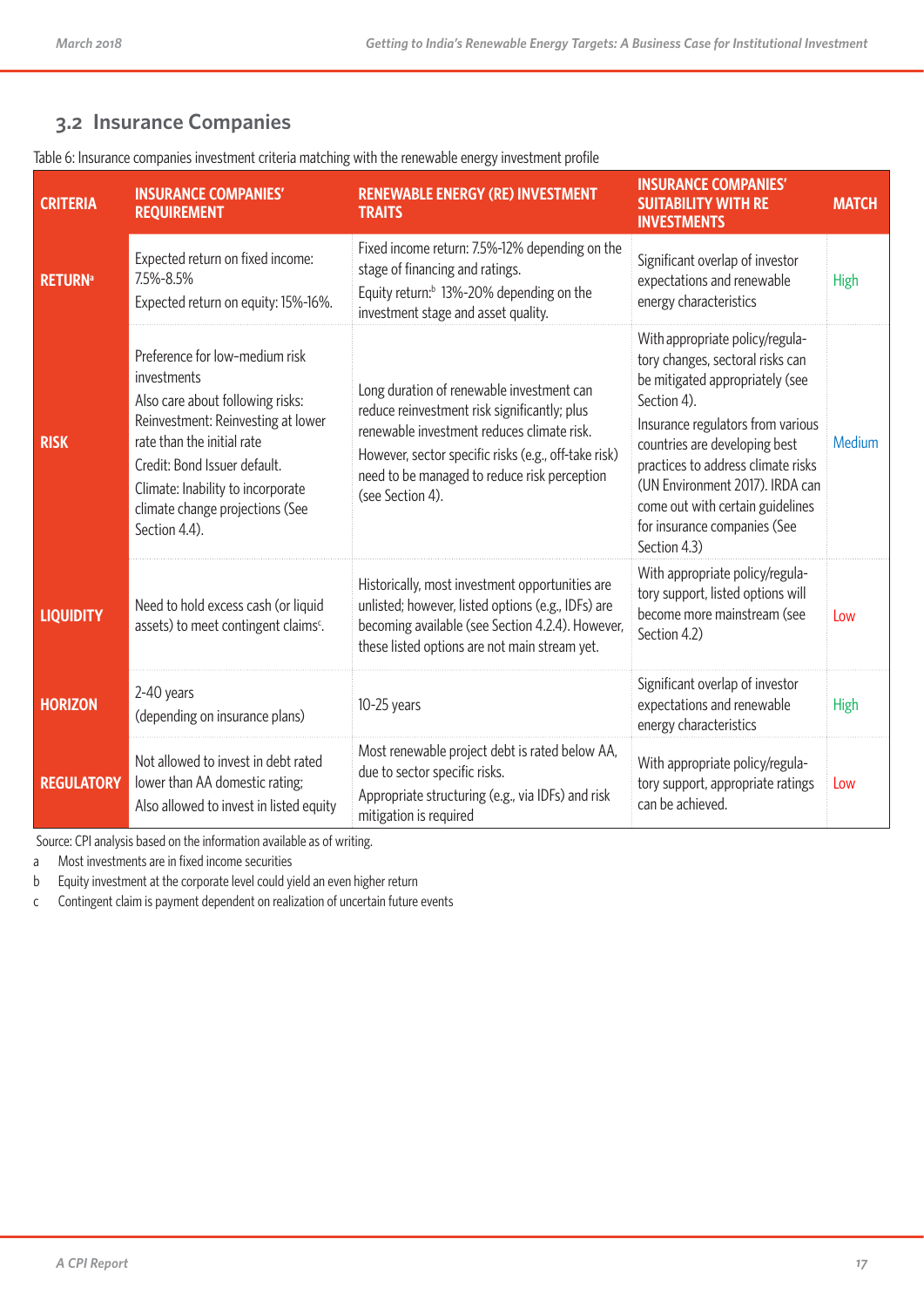## 3.2 Insurance Companies

Table 6: Insurance companies investment criteria matching with the renewable energy investment profile

| CRITERIA | INSURANCE COMPANIES' REQUIREMENT | RENEWABLE ENERGY (RE) INVESTMENT TRAITS | INSURANCE COMPANIES' SUITABILITY WITH RE INVESTMENTS | MATCH |
|---|---|---|---|---|
| RETURN[a] | Expected return on fixed income: 7.5%-8.5%<br>Expected return on equity: 15%-16%. | Fixed income return: 7.5%-12% depending on the stage of financing and ratings.<br>Equity return:[b] 13%-20% depending on the investment stage and asset quality. | Significant overlap of investor expectations and renewable energy characteristics | High |
| RISK | Preference for low-medium risk investments<br>Also care about following risks:<br>Reinvestment: Reinvesting at lower rate than the initial rate<br>Credit: Bond Issuer default.<br>Climate: Inability to incorporate climate change projections (See Section 4.4). | Long duration of renewable investment can reduce reinvestment risk significantly; plus renewable investment reduces climate risk.<br>However, sector specific risks (e.g., off-take risk) need to be managed to reduce risk perception (see Section 4). | With appropriate policy/regulatory changes, sectoral risks can be mitigated appropriately (see Section 4).<br>Insurance regulators from various countries are developing best practices to address climate risks (UN Environment 2017). IRDA can come out with certain guidelines for insurance companies (See Section 4.3) | Medium |
| LIQUIDITY | Need to hold excess cash (or liquid assets) to meet contingent claims[c]. | Historically, most investment opportunities are unlisted; however, listed options (e.g., IDFs) are becoming available (see Section 4.2.4). However, these listed options are not main stream yet. | With appropriate policy/regulatory support, listed options will become more mainstream (see Section 4.2) | Low |
| HORIZON | 2-40 years<br>(depending on insurance plans) | 10-25 years | Significant overlap of investor expectations and renewable energy characteristics | High |
| REGULATORY | Not allowed to invest in debt rated lower than AA domestic rating;<br>Also allowed to invest in listed equity | Most renewable project debt is rated below AA, due to sector specific risks.<br>Appropriate structuring (e.g., via IDFs) and risk mitigation is required | With appropriate policy/regulatory support, appropriate ratings can be achieved. | Low |

Source: CPI analysis based on the information available as of writing.

a Most investments are in fixed income securities

b Equity investment at the corporate level could yield an even higher return

c Contingent claim is payment dependent on realization of uncertain future events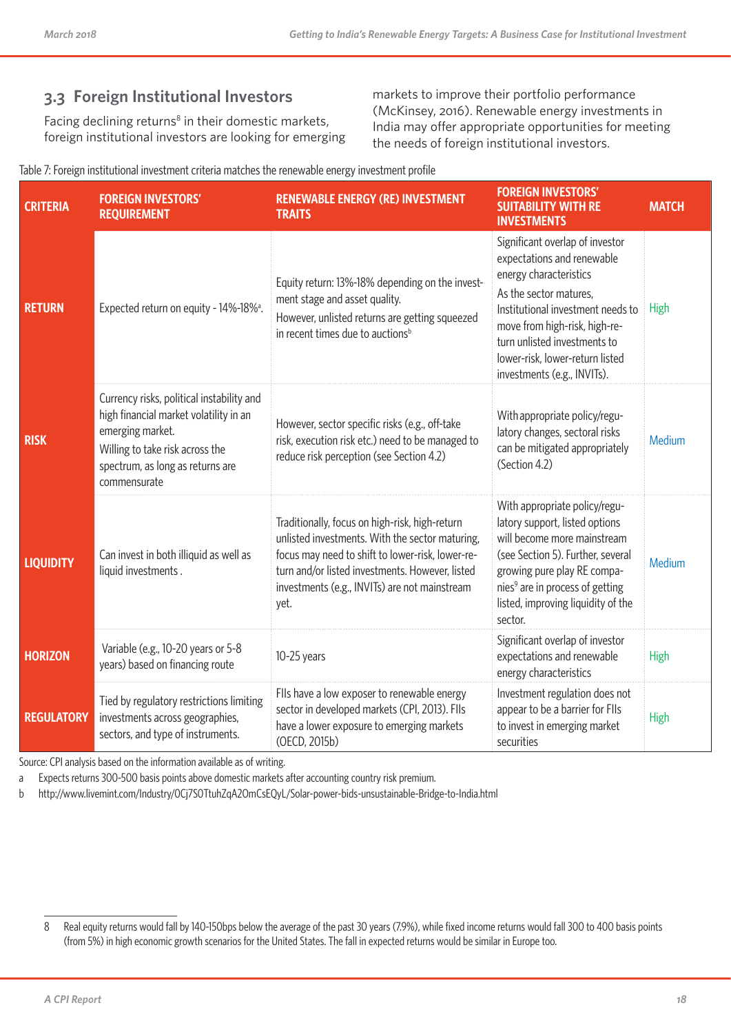## 3.3 Foreign Institutional Investors

Facing declining returns[8] in their domestic markets, foreign institutional investors are looking for emerging markets to improve their portfolio performance (McKinsey, 2016). Renewable energy investments in India may offer appropriate opportunities for meeting the needs of foreign institutional investors.

Table 7: Foreign institutional investment criteria matches the renewable energy investment profile

| CRITERIA | FOREIGN INVESTORS' REQUIREMENT | RENEWABLE ENERGY (RE) INVESTMENT TRAITS | FOREIGN INVESTORS' SUITABILITY WITH RE INVESTMENTS | MATCH |
|---|---|---|---|---|
| **RETURN** | Expected return on equity - 14%-18%[a]. | Equity return: 13%-18% depending on the investment stage and asset quality. However, unlisted returns are getting squeezed in recent times due to auctions[b] | Significant overlap of investor expectations and renewable energy characteristics. As the sector matures, Institutional investment needs to move from high-risk, high-return unlisted investments to lower-risk, lower-return listed investments (e.g., INVITs). | High |
| **RISK** | Currency risks, political instability and high financial market volatility in an emerging market. Willing to take risk across the spectrum, as long as returns are commensurate | However, sector specific risks (e.g., off-take risk, execution risk etc.) need to be managed to reduce risk perception (see Section 4.2) | With appropriate policy/regulatory changes, sectoral risks can be mitigated appropriately (Section 4.2) | Medium |
| **LIQUIDITY** | Can invest in both illiquid as well as liquid investments . | Traditionally, focus on high-risk, high-return unlisted investments. With the sector maturing, focus may need to shift to lower-risk, lower-return and/or listed investments. However, listed investments (e.g., INVITs) are not mainstream yet. | With appropriate policy/regulatory support, listed options will become more mainstream (see Section 5). Further, several growing pure play RE companies[9] are in process of getting listed, improving liquidity of the sector. | Medium |
| **HORIZON** | Variable (e.g., 10-20 years or 5-8 years) based on financing route | 10-25 years | Significant overlap of investor expectations and renewable energy characteristics | High |
| **REGULATORY** | Tied by regulatory restrictions limiting investments across geographies, sectors, and type of instruments. | FIIs have a low exposer to renewable energy sector in developed markets (CPI, 2013). FIIs have a lower exposure to emerging markets (OECD, 2015b) | Investment regulation does not appear to be a barrier for FIIs to invest in emerging market securities | High |

Source: CPI analysis based on the information available as of writing.

a Expects returns 300-500 basis points above domestic markets after accounting country risk premium.

b http://www.livemint.com/Industry/0Cj7SOTtuhZqA2OmCsEQyL/Solar-power-bids-unsustainable-Bridge-to-India.html

8 Real equity returns would fall by 140-150bps below the average of the past 30 years (7.9%), while fixed income returns would fall 300 to 400 basis points (from 5%) in high economic growth scenarios for the United States. The fall in expected returns would be similar in Europe too.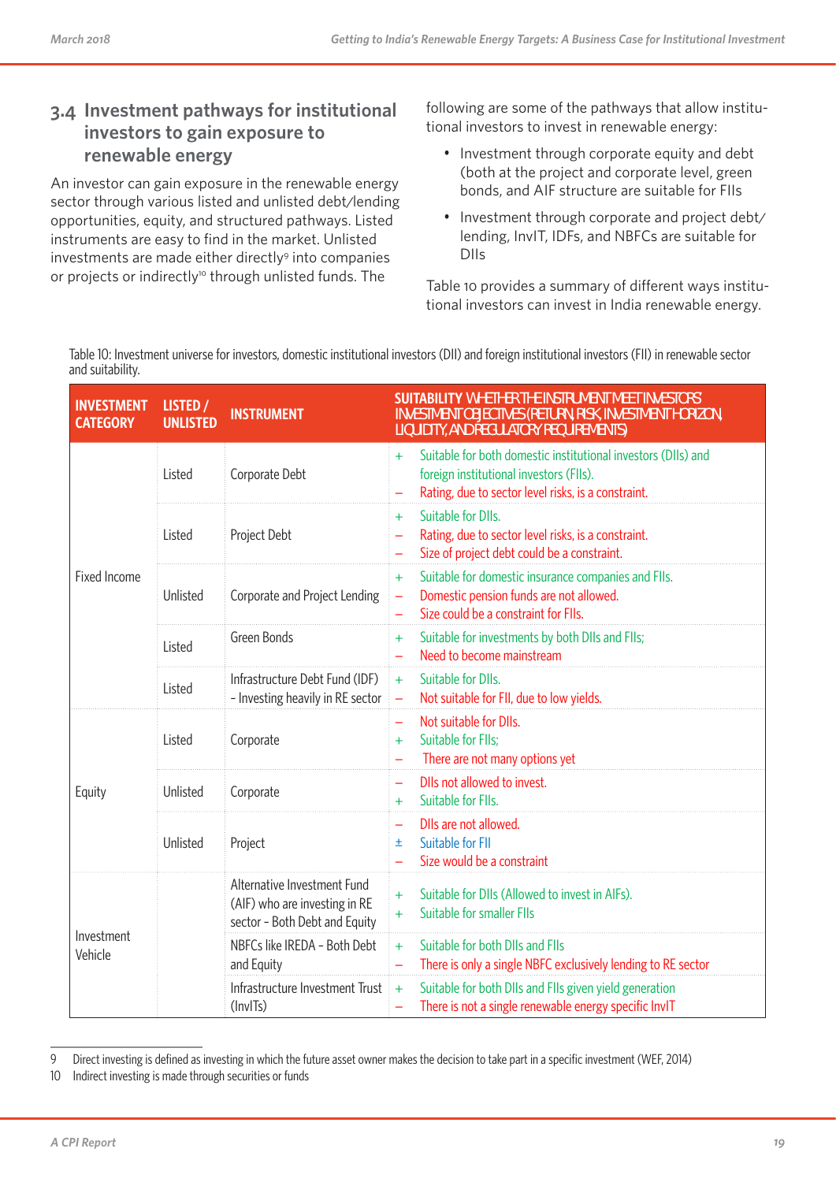## 3.4 Investment pathways for institutional investors to gain exposure to renewable energy

An investor can gain exposure in the renewable energy sector through various listed and unlisted debt/lending opportunities, equity, and structured pathways. Listed instruments are easy to find in the market. Unlisted investments are made either directly[9] into companies or projects or indirectly[10] through unlisted funds. The following are some of the pathways that allow institutional investors to invest in renewable energy:

- Investment through corporate equity and debt (both at the project and corporate level, green bonds, and AIF structure are suitable for FIIs
- Investment through corporate and project debt/lending, InvIT, IDFs, and NBFCs are suitable for DIIs

Table 10 provides a summary of different ways institutional investors can invest in India renewable energy.

Table 10: Investment universe for investors, domestic institutional investors (DII) and foreign institutional investors (FII) in renewable sector and suitability.

| INVESTMENT CATEGORY | LISTED / UNLISTED | INSTRUMENT | SUITABILITY WHETHER THE INSTRUMENT MEET INVESTORS INVESTMENT OBJECTIVES (RETURN, RISK, INVESTMENT HORIZON, LIQUIDITY, AND REGULATORY REQUIREMENTS) |
|---|---|---|---|
| Fixed Income | Listed | Corporate Debt | + Suitable for both domestic institutional investors (DIIs) and foreign institutional investors (FIIs).<br>– Rating, due to sector level risks, is a constraint. |
| | Listed | Project Debt | + Suitable for DIIs.<br>– Rating, due to sector level risks, is a constraint.<br>– Size of project debt could be a constraint. |
| | Unlisted | Corporate and Project Lending | + Suitable for domestic insurance companies and FIIs.<br>– Domestic pension funds are not allowed.<br>– Size could be a constraint for FIIs. |
| | Listed | Green Bonds | + Suitable for investments by both DIIs and FIIs;<br>– Need to become mainstream |
| | Listed | Infrastructure Debt Fund (IDF) - Investing heavily in RE sector | + Suitable for DIIs.<br>– Not suitable for FII, due to low yields. |
| Equity | Listed | Corporate | – Not suitable for DIIs.<br>+ Suitable for FIIs;<br>– There are not many options yet |
| | Unlisted | Corporate | – DIIs not allowed to invest.<br>+ Suitable for FIIs. |
| | Unlisted | Project | – DIIs are not allowed.<br>± Suitable for FII<br>– Size would be a constraint |
| Investment Vehicle | | Alternative Investment Fund (AIF) who are investing in RE sector - Both Debt and Equity | + Suitable for DIIs (Allowed to invest in AIFs).<br>+ Suitable for smaller FIIs |
| | | NBFCs like IREDA - Both Debt and Equity | + Suitable for both DIIs and FIIs<br>– There is only a single NBFC exclusively lending to RE sector |
| | | Infrastructure Investment Trust (InvITs) | + Suitable for both DIIs and FIIs given yield generation<br>– There is not a single renewable energy specific InvIT |

9 Direct investing is defined as investing in which the future asset owner makes the decision to take part in a specific investment (WEF, 2014)

10 Indirect investing is made through securities or funds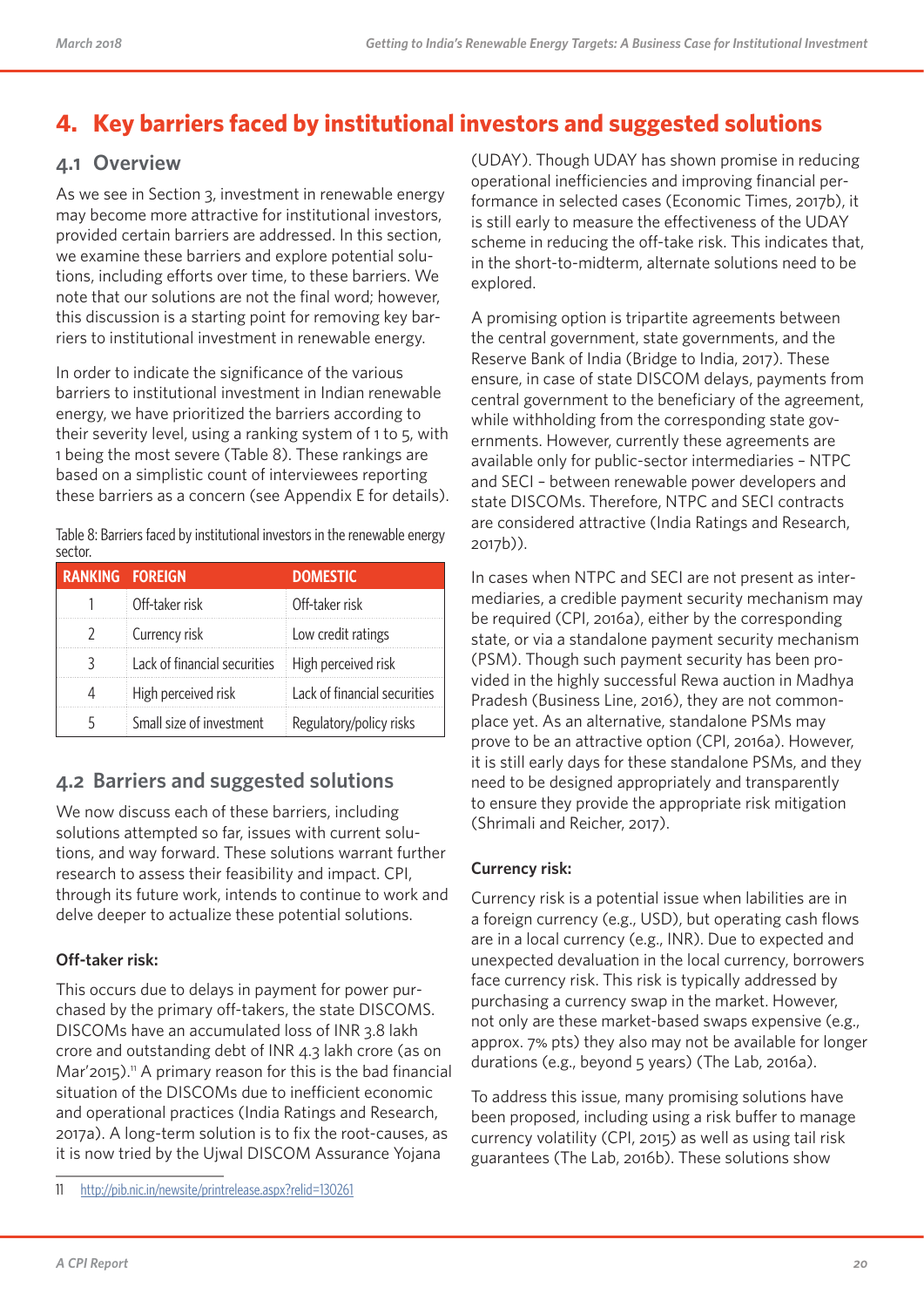## 4. Key barriers faced by institutional investors and suggested solutions

### 4.1 Overview

As we see in Section 3, investment in renewable energy may become more attractive for institutional investors, provided certain barriers are addressed. In this section, we examine these barriers and explore potential solutions, including efforts over time, to these barriers. We note that our solutions are not the final word; however, this discussion is a starting point for removing key barriers to institutional investment in renewable energy.

In order to indicate the significance of the various barriers to institutional investment in Indian renewable energy, we have prioritized the barriers according to their severity level, using a ranking system of 1 to 5, with 1 being the most severe (Table 8). These rankings are based on a simplistic count of interviewees reporting these barriers as a concern (see Appendix E for details).

Table 8: Barriers faced by institutional investors in the renewable energy sector.

| RANKING | FOREIGN | DOMESTIC |
|---|---|---|
| 1 | Off-taker risk | Off-taker risk |
| 2 | Currency risk | Low credit ratings |
| 3 | Lack of financial securities | High perceived risk |
| 4 | High perceived risk | Lack of financial securities |
| 5 | Small size of investment | Regulatory/policy risks |

### 4.2 Barriers and suggested solutions

We now discuss each of these barriers, including solutions attempted so far, issues with current solutions, and way forward. These solutions warrant further research to assess their feasibility and impact. CPI, through its future work, intends to continue to work and delve deeper to actualize these potential solutions.

**Off-taker risk:**

This occurs due to delays in payment for power purchased by the primary off-takers, the state DISCOMS. DISCOMs have an accumulated loss of INR 3.8 lakh crore and outstanding debt of INR 4.3 lakh crore (as on Mar'2015).[11] A primary reason for this is the bad financial situation of the DISCOMs due to inefficient economic and operational practices (India Ratings and Research, 2017a). A long-term solution is to fix the root-causes, as it is now tried by the Ujwal DISCOM Assurance Yojana (UDAY). Though UDAY has shown promise in reducing operational inefficiencies and improving financial performance in selected cases (Economic Times, 2017b), it is still early to measure the effectiveness of the UDAY scheme in reducing the off-take risk. This indicates that, in the short-to-midterm, alternate solutions need to be explored.

A promising option is tripartite agreements between the central government, state governments, and the Reserve Bank of India (Bridge to India, 2017). These ensure, in case of state DISCOM delays, payments from central government to the beneficiary of the agreement, while withholding from the corresponding state governments. However, currently these agreements are available only for public-sector intermediaries – NTPC and SECI – between renewable power developers and state DISCOMs. Therefore, NTPC and SECI contracts are considered attractive (India Ratings and Research, 2017b)).

In cases when NTPC and SECI are not present as intermediaries, a credible payment security mechanism may be required (CPI, 2016a), either by the corresponding state, or via a standalone payment security mechanism (PSM). Though such payment security has been provided in the highly successful Rewa auction in Madhya Pradesh (Business Line, 2016), they are not commonplace yet. As an alternative, standalone PSMs may prove to be an attractive option (CPI, 2016a). However, it is still early days for these standalone PSMs, and they need to be designed appropriately and transparently to ensure they provide the appropriate risk mitigation (Shrimali and Reicher, 2017).

**Currency risk:**

Currency risk is a potential issue when labilities are in a foreign currency (e.g., USD), but operating cash flows are in a local currency (e.g., INR). Due to expected and unexpected devaluation in the local currency, borrowers face currency risk. This risk is typically addressed by purchasing a currency swap in the market. However, not only are these market-based swaps expensive (e.g., approx. 7% pts) they also may not be available for longer durations (e.g., beyond 5 years) (The Lab, 2016a).

To address this issue, many promising solutions have been proposed, including using a risk buffer to manage currency volatility (CPI, 2015) as well as using tail risk guarantees (The Lab, 2016b). These solutions show

11 http://pib.nic.in/newsite/printrelease.aspx?relid=130261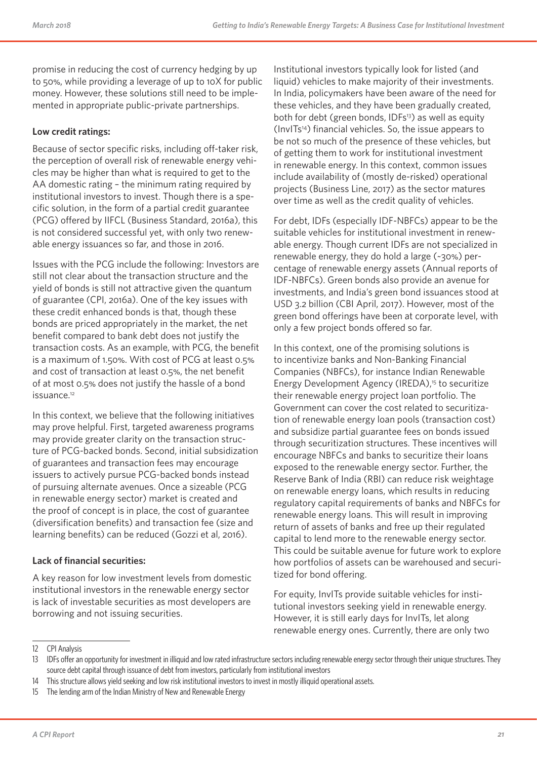promise in reducing the cost of currency hedging by up to 50%, while providing a leverage of up to 10X for public money. However, these solutions still need to be implemented in appropriate public-private partnerships.

**Low credit ratings:**

Because of sector specific risks, including off-taker risk, the perception of overall risk of renewable energy vehicles may be higher than what is required to get to the AA domestic rating – the minimum rating required by institutional investors to invest. Though there is a specific solution, in the form of a partial credit guarantee (PCG) offered by IIFCL (Business Standard, 2016a), this is not considered successful yet, with only two renewable energy issuances so far, and those in 2016.

Issues with the PCG include the following: Investors are still not clear about the transaction structure and the yield of bonds is still not attractive given the quantum of guarantee (CPI, 2016a). One of the key issues with these credit enhanced bonds is that, though these bonds are priced appropriately in the market, the net benefit compared to bank debt does not justify the transaction costs. As an example, with PCG, the benefit is a maximum of 1.50%. With cost of PCG at least 0.5% and cost of transaction at least 0.5%, the net benefit of at most 0.5% does not justify the hassle of a bond issuance.[12]

In this context, we believe that the following initiatives may prove helpful. First, targeted awareness programs may provide greater clarity on the transaction structure of PCG-backed bonds. Second, initial subsidization of guarantees and transaction fees may encourage issuers to actively pursue PCG-backed bonds instead of pursuing alternate avenues. Once a sizeable (PCG in renewable energy sector) market is created and the proof of concept is in place, the cost of guarantee (diversification benefits) and transaction fee (size and learning benefits) can be reduced (Gozzi et al, 2016).

**Lack of financial securities:**

A key reason for low investment levels from domestic institutional investors in the renewable energy sector is lack of investable securities as most developers are borrowing and not issuing securities.

Institutional investors typically look for listed (and liquid) vehicles to make majority of their investments. In India, policymakers have been aware of the need for these vehicles, and they have been gradually created, both for debt (green bonds, IDFs[13]) as well as equity (InvITs[14]) financial vehicles. So, the issue appears to be not so much of the presence of these vehicles, but of getting them to work for institutional investment in renewable energy. In this context, common issues include availability of (mostly de-risked) operational projects (Business Line, 2017) as the sector matures over time as well as the credit quality of vehicles.

For debt, IDFs (especially IDF-NBFCs) appear to be the suitable vehicles for institutional investment in renewable energy. Though current IDFs are not specialized in renewable energy, they do hold a large (~30%) percentage of renewable energy assets (Annual reports of IDF-NBFCs). Green bonds also provide an avenue for investments, and India's green bond issuances stood at USD 3.2 billion (CBI April, 2017). However, most of the green bond offerings have been at corporate level, with only a few project bonds offered so far.

In this context, one of the promising solutions is to incentivize banks and Non-Banking Financial Companies (NBFCs), for instance Indian Renewable Energy Development Agency (IREDA),[15] to securitize their renewable energy project loan portfolio. The Government can cover the cost related to securitization of renewable energy loan pools (transaction cost) and subsidize partial guarantee fees on bonds issued through securitization structures. These incentives will encourage NBFCs and banks to securitize their loans exposed to the renewable energy sector. Further, the Reserve Bank of India (RBI) can reduce risk weightage on renewable energy loans, which results in reducing regulatory capital requirements of banks and NBFCs for renewable energy loans. This will result in improving return of assets of banks and free up their regulated capital to lend more to the renewable energy sector. This could be suitable avenue for future work to explore how portfolios of assets can be warehoused and securitized for bond offering.

For equity, InvITs provide suitable vehicles for institutional investors seeking yield in renewable energy. However, it is still early days for InvITs, let along renewable energy ones. Currently, there are only two

---

12 CPI Analysis

13 IDFs offer an opportunity for investment in illiquid and low rated infrastructure sectors including renewable energy sector through their unique structures. They source debt capital through issuance of debt from investors, particularly from institutional investors

14 This structure allows yield seeking and low risk institutional investors to invest in mostly illiquid operational assets.

15 The lending arm of the Indian Ministry of New and Renewable Energy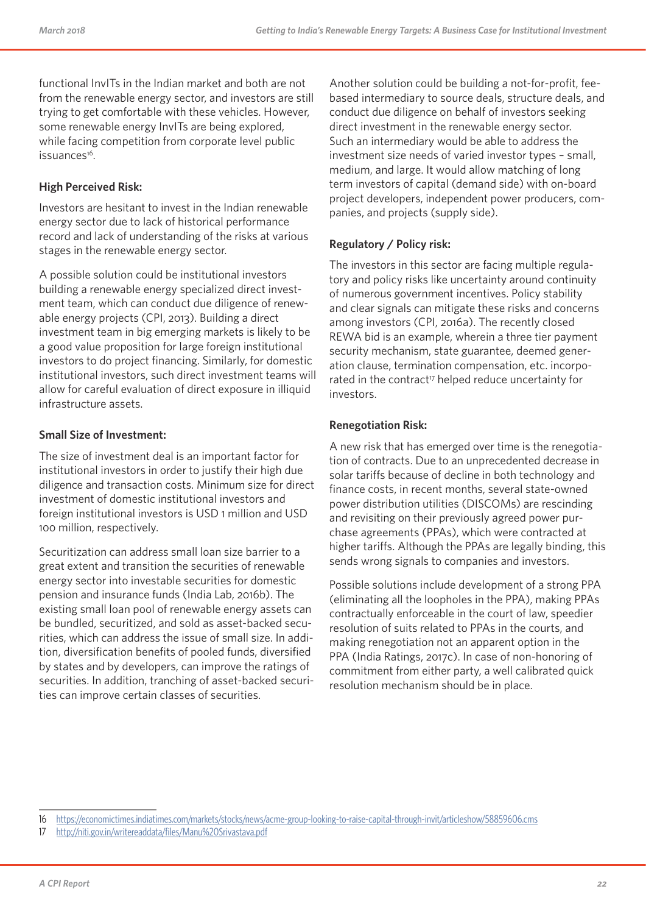functional InvITs in the Indian market and both are not from the renewable energy sector, and investors are still trying to get comfortable with these vehicles. However, some renewable energy InvITs are being explored, while facing competition from corporate level public issuances[16].

### High Perceived Risk:

Investors are hesitant to invest in the Indian renewable energy sector due to lack of historical performance record and lack of understanding of the risks at various stages in the renewable energy sector.

A possible solution could be institutional investors building a renewable energy specialized direct investment team, which can conduct due diligence of renewable energy projects (CPI, 2013). Building a direct investment team in big emerging markets is likely to be a good value proposition for large foreign institutional investors to do project financing. Similarly, for domestic institutional investors, such direct investment teams will allow for careful evaluation of direct exposure in illiquid infrastructure assets.

### Small Size of Investment:

The size of investment deal is an important factor for institutional investors in order to justify their high due diligence and transaction costs. Minimum size for direct investment of domestic institutional investors and foreign institutional investors is USD 1 million and USD 100 million, respectively.

Securitization can address small loan size barrier to a great extent and transition the securities of renewable energy sector into investable securities for domestic pension and insurance funds (India Lab, 2016b). The existing small loan pool of renewable energy assets can be bundled, securitized, and sold as asset-backed securities, which can address the issue of small size. In addition, diversification benefits of pooled funds, diversified by states and by developers, can improve the ratings of securities. In addition, tranching of asset-backed securities can improve certain classes of securities.

Another solution could be building a not-for-profit, fee-based intermediary to source deals, structure deals, and conduct due diligence on behalf of investors seeking direct investment in the renewable energy sector. Such an intermediary would be able to address the investment size needs of varied investor types – small, medium, and large. It would allow matching of long term investors of capital (demand side) with on-board project developers, independent power producers, companies, and projects (supply side).

### Regulatory / Policy risk:

The investors in this sector are facing multiple regulatory and policy risks like uncertainty around continuity of numerous government incentives. Policy stability and clear signals can mitigate these risks and concerns among investors (CPI, 2016a). The recently closed REWA bid is an example, wherein a three tier payment security mechanism, state guarantee, deemed generation clause, termination compensation, etc. incorporated in the contract[17] helped reduce uncertainty for investors.

### Renegotiation Risk:

A new risk that has emerged over time is the renegotiation of contracts. Due to an unprecedented decrease in solar tariffs because of decline in both technology and finance costs, in recent months, several state-owned power distribution utilities (DISCOMs) are rescinding and revisiting on their previously agreed power purchase agreements (PPAs), which were contracted at higher tariffs. Although the PPAs are legally binding, this sends wrong signals to companies and investors.

Possible solutions include development of a strong PPA (eliminating all the loopholes in the PPA), making PPAs contractually enforceable in the court of law, speedier resolution of suits related to PPAs in the courts, and making renegotiation not an apparent option in the PPA (India Ratings, 2017c). In case of non-honoring of commitment from either party, a well calibrated quick resolution mechanism should be in place.

---

16 https://economictimes.indiatimes.com/markets/stocks/news/acme-group-looking-to-raise-capital-through-invit/articleshow/58859606.cms

17 http://niti.gov.in/writereaddata/files/Manu%20Srivastava.pdf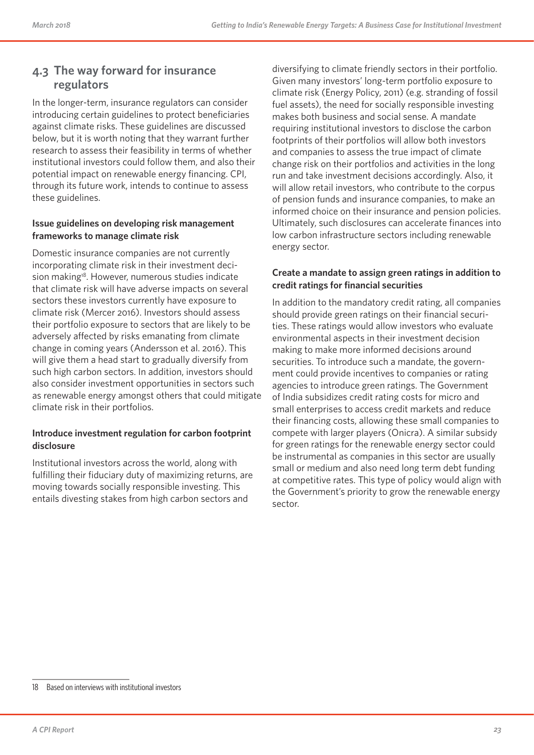## 4.3 The way forward for insurance regulators

In the longer-term, insurance regulators can consider introducing certain guidelines to protect beneficiaries against climate risks. These guidelines are discussed below, but it is worth noting that they warrant further research to assess their feasibility in terms of whether institutional investors could follow them, and also their potential impact on renewable energy financing. CPI, through its future work, intends to continue to assess these guidelines.

### Issue guidelines on developing risk management frameworks to manage climate risk

Domestic insurance companies are not currently incorporating climate risk in their investment decision making[18]. However, numerous studies indicate that climate risk will have adverse impacts on several sectors these investors currently have exposure to climate risk (Mercer 2016). Investors should assess their portfolio exposure to sectors that are likely to be adversely affected by risks emanating from climate change in coming years (Andersson et al. 2016). This will give them a head start to gradually diversify from such high carbon sectors. In addition, investors should also consider investment opportunities in sectors such as renewable energy amongst others that could mitigate climate risk in their portfolios.

### Introduce investment regulation for carbon footprint disclosure

Institutional investors across the world, along with fulfilling their fiduciary duty of maximizing returns, are moving towards socially responsible investing. This entails divesting stakes from high carbon sectors and diversifying to climate friendly sectors in their portfolio. Given many investors' long-term portfolio exposure to climate risk (Energy Policy, 2011) (e.g. stranding of fossil fuel assets), the need for socially responsible investing makes both business and social sense. A mandate requiring institutional investors to disclose the carbon footprints of their portfolios will allow both investors and companies to assess the true impact of climate change risk on their portfolios and activities in the long run and take investment decisions accordingly. Also, it will allow retail investors, who contribute to the corpus of pension funds and insurance companies, to make an informed choice on their insurance and pension policies. Ultimately, such disclosures can accelerate finances into low carbon infrastructure sectors including renewable energy sector.

### Create a mandate to assign green ratings in addition to credit ratings for financial securities

In addition to the mandatory credit rating, all companies should provide green ratings on their financial securities. These ratings would allow investors who evaluate environmental aspects in their investment decision making to make more informed decisions around securities. To introduce such a mandate, the government could provide incentives to companies or rating agencies to introduce green ratings. The Government of India subsidizes credit rating costs for micro and small enterprises to access credit markets and reduce their financing costs, allowing these small companies to compete with larger players (Onicra). A similar subsidy for green ratings for the renewable energy sector could be instrumental as companies in this sector are usually small or medium and also need long term debt funding at competitive rates. This type of policy would align with the Government's priority to grow the renewable energy sector.

---

18 Based on interviews with institutional investors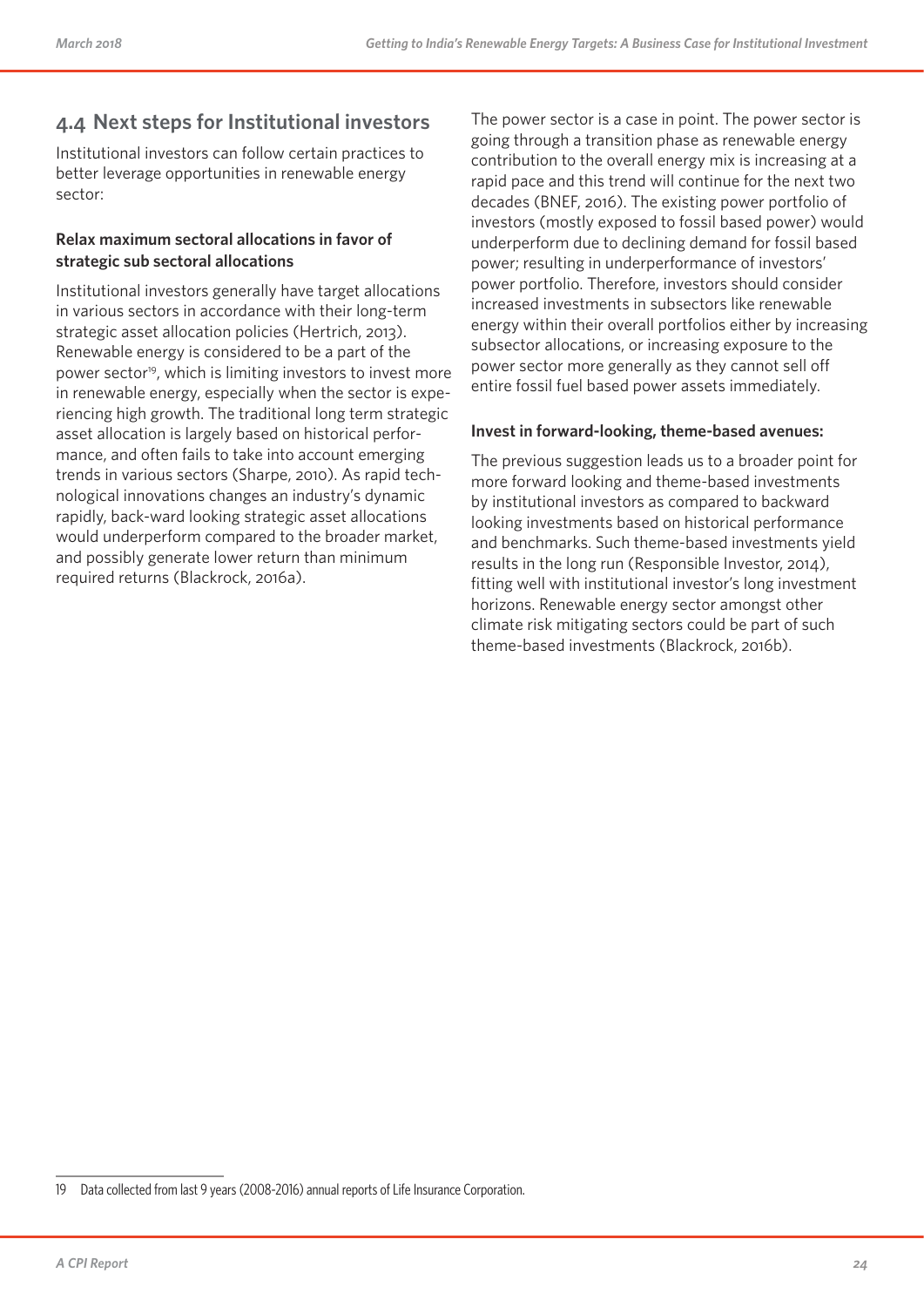## 4.4 Next steps for Institutional investors

Institutional investors can follow certain practices to better leverage opportunities in renewable energy sector:

**Relax maximum sectoral allocations in favor of strategic sub sectoral allocations**

Institutional investors generally have target allocations in various sectors in accordance with their long-term strategic asset allocation policies (Hertrich, 2013). Renewable energy is considered to be a part of the power sector[19], which is limiting investors to invest more in renewable energy, especially when the sector is experiencing high growth. The traditional long term strategic asset allocation is largely based on historical performance, and often fails to take into account emerging trends in various sectors (Sharpe, 2010). As rapid technological innovations changes an industry's dynamic rapidly, back-ward looking strategic asset allocations would underperform compared to the broader market, and possibly generate lower return than minimum required returns (Blackrock, 2016a).

The power sector is a case in point. The power sector is going through a transition phase as renewable energy contribution to the overall energy mix is increasing at a rapid pace and this trend will continue for the next two decades (BNEF, 2016). The existing power portfolio of investors (mostly exposed to fossil based power) would underperform due to declining demand for fossil based power; resulting in underperformance of investors' power portfolio. Therefore, investors should consider increased investments in subsectors like renewable energy within their overall portfolios either by increasing subsector allocations, or increasing exposure to the power sector more generally as they cannot sell off entire fossil fuel based power assets immediately.

**Invest in forward-looking, theme-based avenues:**

The previous suggestion leads us to a broader point for more forward looking and theme-based investments by institutional investors as compared to backward looking investments based on historical performance and benchmarks. Such theme-based investments yield results in the long run (Responsible Investor, 2014), fitting well with institutional investor's long investment horizons. Renewable energy sector amongst other climate risk mitigating sectors could be part of such theme-based investments (Blackrock, 2016b).

---

19 Data collected from last 9 years (2008-2016) annual reports of Life Insurance Corporation.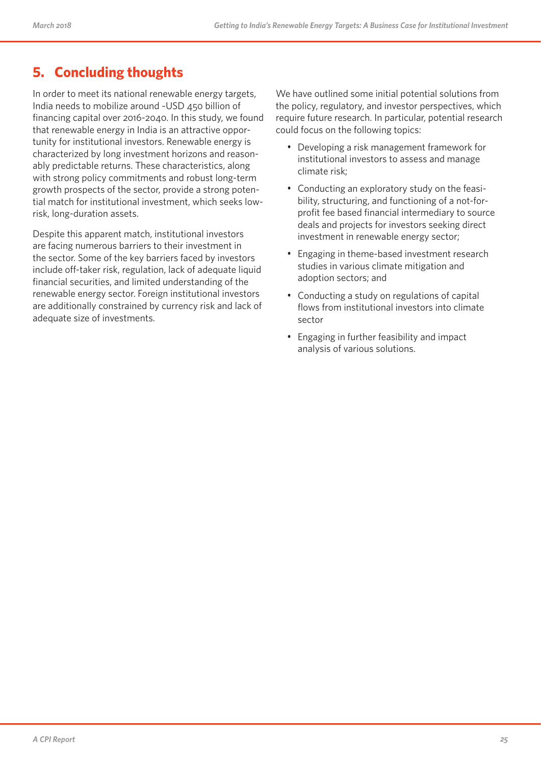## 5. Concluding thoughts

In order to meet its national renewable energy targets, India needs to mobilize around ~USD 450 billion of financing capital over 2016-2040. In this study, we found that renewable energy in India is an attractive opportunity for institutional investors. Renewable energy is characterized by long investment horizons and reasonably predictable returns. These characteristics, along with strong policy commitments and robust long-term growth prospects of the sector, provide a strong potential match for institutional investment, which seeks low-risk, long-duration assets.

Despite this apparent match, institutional investors are facing numerous barriers to their investment in the sector. Some of the key barriers faced by investors include off-taker risk, regulation, lack of adequate liquid financial securities, and limited understanding of the renewable energy sector. Foreign institutional investors are additionally constrained by currency risk and lack of adequate size of investments.

We have outlined some initial potential solutions from the policy, regulatory, and investor perspectives, which require future research. In particular, potential research could focus on the following topics:

- Developing a risk management framework for institutional investors to assess and manage climate risk;
- Conducting an exploratory study on the feasibility, structuring, and functioning of a not-for-profit fee based financial intermediary to source deals and projects for investors seeking direct investment in renewable energy sector;
- Engaging in theme-based investment research studies in various climate mitigation and adoption sectors; and
- Conducting a study on regulations of capital flows from institutional investors into climate sector
- Engaging in further feasibility and impact analysis of various solutions.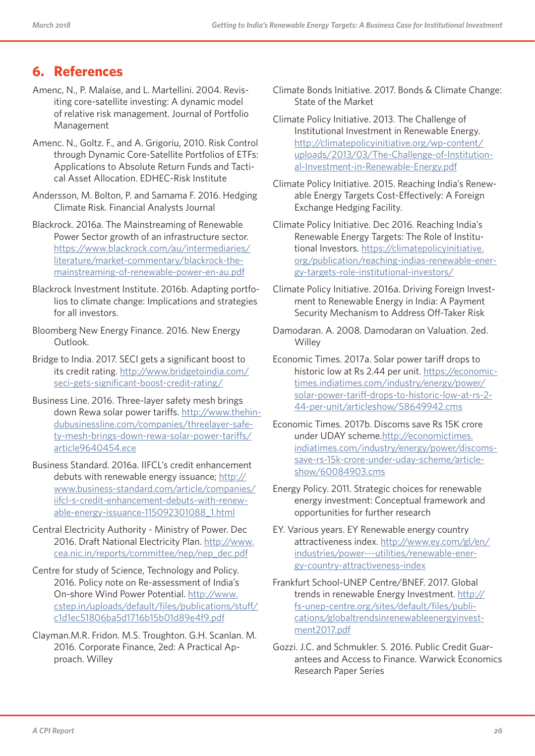## 6. References

Amenc, N., P. Malaise, and L. Martellini. 2004. Revisiting core-satellite investing: A dynamic model of relative risk management. Journal of Portfolio Management

Amenc. N., Goltz. F., and A. Grigoriu, 2010. Risk Control through Dynamic Core-Satellite Portfolios of ETFs: Applications to Absolute Return Funds and Tactical Asset Allocation. EDHEC-Risk Institute

Andersson, M. Bolton, P. and Samama F. 2016. Hedging Climate Risk. Financial Analysts Journal

Blackrock. 2016a. The Mainstreaming of Renewable Power Sector growth of an infrastructure sector. https://www.blackrock.com/au/intermediaries/literature/market-commentary/blackrock-the-mainstreaming-of-renewable-power-en-au.pdf

Blackrock Investment Institute. 2016b. Adapting portfolios to climate change: Implications and strategies for all investors.

Bloomberg New Energy Finance. 2016. New Energy Outlook.

Bridge to India. 2017. SECI gets a significant boost to its credit rating. http://www.bridgetoindia.com/seci-gets-significant-boost-credit-rating/

Business Line. 2016. Three-layer safety mesh brings down Rewa solar power tariffs. http://www.thehindubusinessline.com/companies/threelayer-safety-mesh-brings-down-rewa-solar-power-tariffs/article9640454.ece

Business Standard. 2016a. IIFCL's credit enhancement debuts with renewable energy issuance; http://www.business-standard.com/article/companies/iifcl-s-credit-enhancement-debuts-with-renewable-energy-issuance-115092301088_1.html

Central Electricity Authority - Ministry of Power. Dec 2016. Draft National Electricity Plan. http://www.cea.nic.in/reports/committee/nep/nep_dec.pdf

Centre for study of Science, Technology and Policy. 2016. Policy note on Re-assessment of India's On-shore Wind Power Potential. http://www.cstep.in/uploads/default/files/publications/stuff/c1d1ec51806ba5d1716b15b01d89e4f9.pdf

Clayman.M.R. Fridon. M.S. Troughton. G.H. Scanlan. M. 2016. Corporate Finance, 2ed: A Practical Approach. Willey

Climate Bonds Initiative. 2017. Bonds & Climate Change: State of the Market

Climate Policy Initiative. 2013. The Challenge of Institutional Investment in Renewable Energy. http://climatepolicyinitiative.org/wp-content/uploads/2013/03/The-Challenge-of-Institutional-Investment-in-Renewable-Energy.pdf

Climate Policy Initiative. 2015. Reaching India's Renewable Energy Targets Cost-Effectively: A Foreign Exchange Hedging Facility.

Climate Policy Initiative. Dec 2016. Reaching India's Renewable Energy Targets: The Role of Institutional Investors. https://climatepolicyinitiative.org/publication/reaching-indias-renewable-energy-targets-role-institutional-investors/

Climate Policy Initiative. 2016a. Driving Foreign Investment to Renewable Energy in India: A Payment Security Mechanism to Address Off-Taker Risk

Damodaran. A. 2008. Damodaran on Valuation. 2ed. Willey

Economic Times. 2017a. Solar power tariff drops to historic low at Rs 2.44 per unit. https://economictimes.indiatimes.com/industry/energy/power/solar-power-tariff-drops-to-historic-low-at-rs-2-44-per-unit/articleshow/58649942.cms

Economic Times. 2017b. Discoms save Rs 15K crore under UDAY scheme.http://economictimes.indiatimes.com/industry/energy/power/discoms-save-rs-15k-crore-under-uday-scheme/articleshow/60084903.cms

Energy Policy. 2011. Strategic choices for renewable energy investment: Conceptual framework and opportunities for further research

EY. Various years. EY Renewable energy country attractiveness index. http://www.ey.com/gl/en/industries/power---utilities/renewable-energy-country-attractiveness-index

Frankfurt School-UNEP Centre/BNEF. 2017. Global trends in renewable Energy Investment. http://fs-unep-centre.org/sites/default/files/publications/globaltrendsinrenewableenergyinvestment2017.pdf

Gozzi. J.C. and Schmukler. S. 2016. Public Credit Guarantees and Access to Finance. Warwick Economics Research Paper Series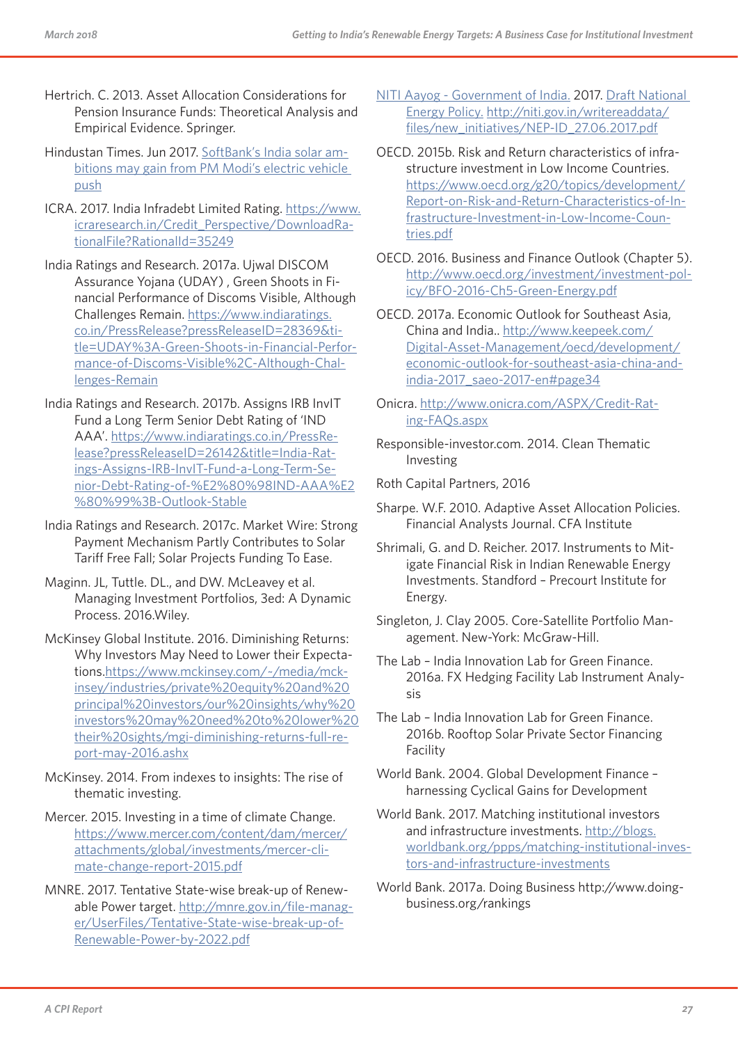Hertrich. C. 2013. Asset Allocation Considerations for Pension Insurance Funds: Theoretical Analysis and Empirical Evidence. Springer.

Hindustan Times. Jun 2017. SoftBank's India solar ambitions may gain from PM Modi's electric vehicle push

ICRA. 2017. India Infradebt Limited Rating. https://www.icraresearch.in/Credit_Perspective/DownloadRationalFile?RationalId=35249

India Ratings and Research. 2017a. Ujwal DISCOM Assurance Yojana (UDAY) , Green Shoots in Financial Performance of Discoms Visible, Although Challenges Remain. https://www.indiaratings.co.in/PressRelease?pressReleaseID=28369&title=UDAY%3A-Green-Shoots-in-Financial-Performance-of-Discoms-Visible%2C-Although-Challenges-Remain

India Ratings and Research. 2017b. Assigns IRB InvIT Fund a Long Term Senior Debt Rating of 'IND AAA'. https://www.indiaratings.co.in/PressRelease?pressReleaseID=26142&title=India-Ratings-Assigns-IRB-InvIT-Fund-a-Long-Term-Senior-Debt-Rating-of-%E2%80%98IND-AAA%E2%80%99%3B-Outlook-Stable

India Ratings and Research. 2017c. Market Wire: Strong Payment Mechanism Partly Contributes to Solar Tariff Free Fall; Solar Projects Funding To Ease.

Maginn. JL, Tuttle. DL., and DW. McLeavey et al. Managing Investment Portfolios, 3ed: A Dynamic Process. 2016.Wiley.

McKinsey Global Institute. 2016. Diminishing Returns: Why Investors May Need to Lower their Expectations.https://www.mckinsey.com/~/media/mckinsey/industries/private%20equity%20and%20principal%20investors/our%20insights/why%20investors%20may%20need%20to%20lower%20their%20sights/mgi-diminishing-returns-full-report-may-2016.ashx

McKinsey. 2014. From indexes to insights: The rise of thematic investing.

Mercer. 2015. Investing in a time of climate Change. https://www.mercer.com/content/dam/mercer/attachments/global/investments/mercer-climate-change-report-2015.pdf

MNRE. 2017. Tentative State-wise break-up of Renewable Power target. http://mnre.gov.in/file-manager/UserFiles/Tentative-State-wise-break-up-of-Renewable-Power-by-2022.pdf

NITI Aayog - Government of India. 2017. Draft National Energy Policy. http://niti.gov.in/writereaddata/files/new_initiatives/NEP-ID_27.06.2017.pdf

OECD. 2015b. Risk and Return characteristics of infrastructure investment in Low Income Countries. https://www.oecd.org/g20/topics/development/Report-on-Risk-and-Return-Characteristics-of-Infrastructure-Investment-in-Low-Income-Countries.pdf

OECD. 2016. Business and Finance Outlook (Chapter 5). http://www.oecd.org/investment/investment-policy/BFO-2016-Ch5-Green-Energy.pdf

OECD. 2017a. Economic Outlook for Southeast Asia, China and India.. http://www.keepeek.com/Digital-Asset-Management/oecd/development/economic-outlook-for-southeast-asia-china-and-india-2017_saeo-2017-en#page34

Onicra. http://www.onicra.com/ASPX/Credit-Rating-FAQs.aspx

Responsible-investor.com. 2014. Clean Thematic Investing

Roth Capital Partners, 2016

Sharpe. W.F. 2010. Adaptive Asset Allocation Policies. Financial Analysts Journal. CFA Institute

Shrimali, G. and D. Reicher. 2017. Instruments to Mitigate Financial Risk in Indian Renewable Energy Investments. Standford – Precourt Institute for Energy.

Singleton, J. Clay 2005. Core-Satellite Portfolio Management. New-York: McGraw-Hill.

The Lab – India Innovation Lab for Green Finance. 2016a. FX Hedging Facility Lab Instrument Analysis

The Lab – India Innovation Lab for Green Finance. 2016b. Rooftop Solar Private Sector Financing Facility

World Bank. 2004. Global Development Finance – harnessing Cyclical Gains for Development

World Bank. 2017. Matching institutional investors and infrastructure investments. http://blogs.worldbank.org/ppps/matching-institutional-investors-and-infrastructure-investments

World Bank. 2017a. Doing Business http://www.doingbusiness.org/rankings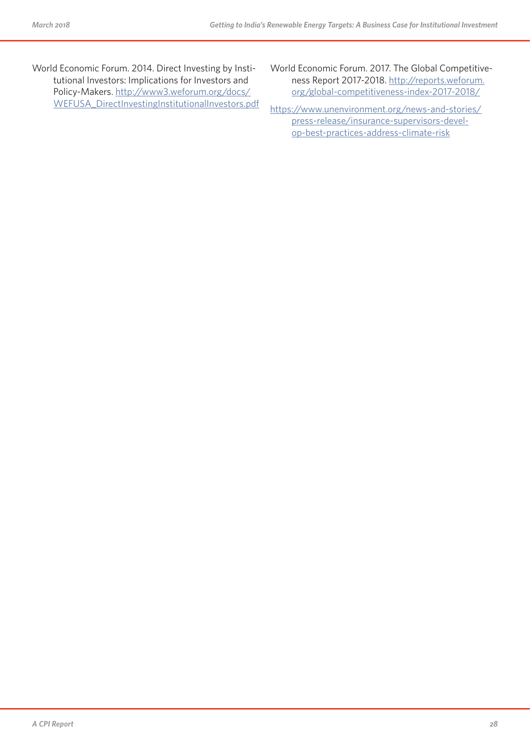World Economic Forum. 2014. Direct Investing by Institutional Investors: Implications for Investors and Policy-Makers. http://www3.weforum.org/docs/WEFUSA_DirectInvestingInstitutionalInvestors.pdf

World Economic Forum. 2017. The Global Competitiveness Report 2017-2018. http://reports.weforum.org/global-competitiveness-index-2017-2018/

https://www.unenvironment.org/news-and-stories/press-release/insurance-supervisors-develop-best-practices-address-climate-risk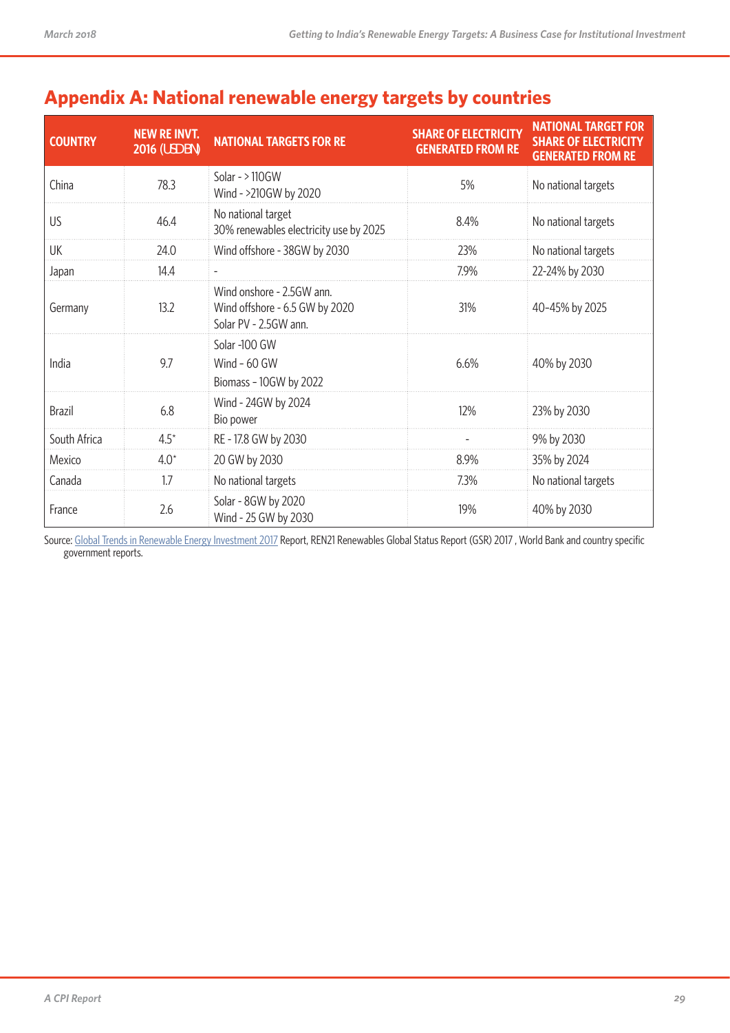## Appendix A: National renewable energy targets by countries

| COUNTRY | NEW RE INVT. 2016 (USD BN) | NATIONAL TARGETS FOR RE | SHARE OF ELECTRICITY GENERATED FROM RE | NATIONAL TARGET FOR SHARE OF ELECTRICITY GENERATED FROM RE |
|---|---|---|---|---|
| China | 78.3 | Solar - > 110GW<br>Wind - >210GW by 2020 | 5% | No national targets |
| US | 46.4 | No national target<br>30% renewables electricity use by 2025 | 8.4% | No national targets |
| UK | 24.0 | Wind offshore - 38GW by 2030 | 23% | No national targets |
| Japan | 14.4 | - | 7.9% | 22-24% by 2030 |
| Germany | 13.2 | Wind onshore - 2.5GW ann.<br>Wind offshore - 6.5 GW by 2020<br>Solar PV - 2.5GW ann. | 31% | 40-45% by 2025 |
| India | 9.7 | Solar -100 GW<br>Wind - 60 GW<br>Biomass - 10GW by 2022 | 6.6% | 40% by 2030 |
| Brazil | 6.8 | Wind - 24GW by 2024<br>Bio power | 12% | 23% by 2030 |
| South Africa | 4.5* | RE - 17.8 GW by 2030 | - | 9% by 2030 |
| Mexico | 4.0* | 20 GW by 2030 | 8.9% | 35% by 2024 |
| Canada | 1.7 | No national targets | 7.3% | No national targets |
| France | 2.6 | Solar - 8GW by 2020<br>Wind - 25 GW by 2030 | 19% | 40% by 2030 |

Source: Global Trends in Renewable Energy Investment 2017 Report, REN21 Renewables Global Status Report (GSR) 2017 , World Bank and country specific government reports.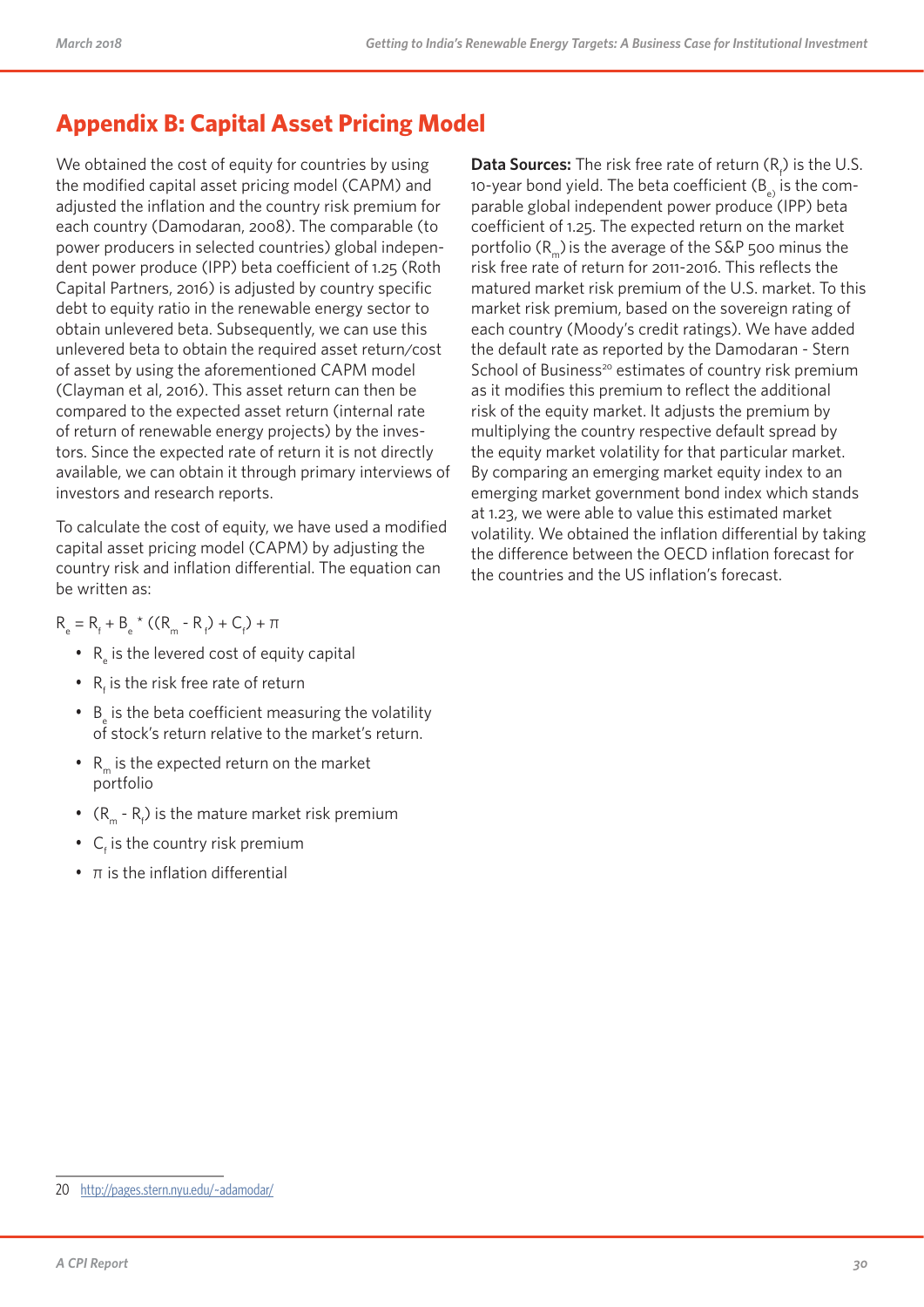## Appendix B: Capital Asset Pricing Model

We obtained the cost of equity for countries by using the modified capital asset pricing model (CAPM) and adjusted the inflation and the country risk premium for each country (Damodaran, 2008). The comparable (to power producers in selected countries) global independent power produce (IPP) beta coefficient of 1.25 (Roth Capital Partners, 2016) is adjusted by country specific debt to equity ratio in the renewable energy sector to obtain unlevered beta. Subsequently, we can use this unlevered beta to obtain the required asset return/cost of asset by using the aforementioned CAPM model (Clayman et al, 2016). This asset return can then be compared to the expected asset return (internal rate of return of renewable energy projects) by the investors. Since the expected rate of return it is not directly available, we can obtain it through primary interviews of investors and research reports.

To calculate the cost of equity, we have used a modified capital asset pricing model (CAPM) by adjusting the country risk and inflation differential. The equation can be written as:

$$R_e = R_f + B_e * ((R_m - R_f) + C_f) + \pi$$

- $R_e$ is the levered cost of equity capital
- $R_f$ is the risk free rate of return
- $B_e$ is the beta coefficient measuring the volatility of stock's return relative to the market's return.
- $R_m$ is the expected return on the market portfolio
- $(R_m - R_f)$ is the mature market risk premium
- $C_f$ is the country risk premium
- $\pi$ is the inflation differential

**Data Sources:** The risk free rate of return ($R_f$) is the U.S. 10-year bond yield. The beta coefficient ($B_e$) is the comparable global independent power produce (IPP) beta coefficient of 1.25. The expected return on the market portfolio ($R_m$) is the average of the S&P 500 minus the risk free rate of return for 2011-2016. This reflects the matured market risk premium of the U.S. market. To this market risk premium, based on the sovereign rating of each country (Moody's credit ratings). We have added the default rate as reported by the Damodaran - Stern School of Business[20] estimates of country risk premium as it modifies this premium to reflect the additional risk of the equity market. It adjusts the premium by multiplying the country respective default spread by the equity market volatility for that particular market. By comparing an emerging market equity index to an emerging market government bond index which stands at 1.23, we were able to value this estimated market volatility. We obtained the inflation differential by taking the difference between the OECD inflation forecast for the countries and the US inflation's forecast.

---

20 http://pages.stern.nyu.edu/~adamodar/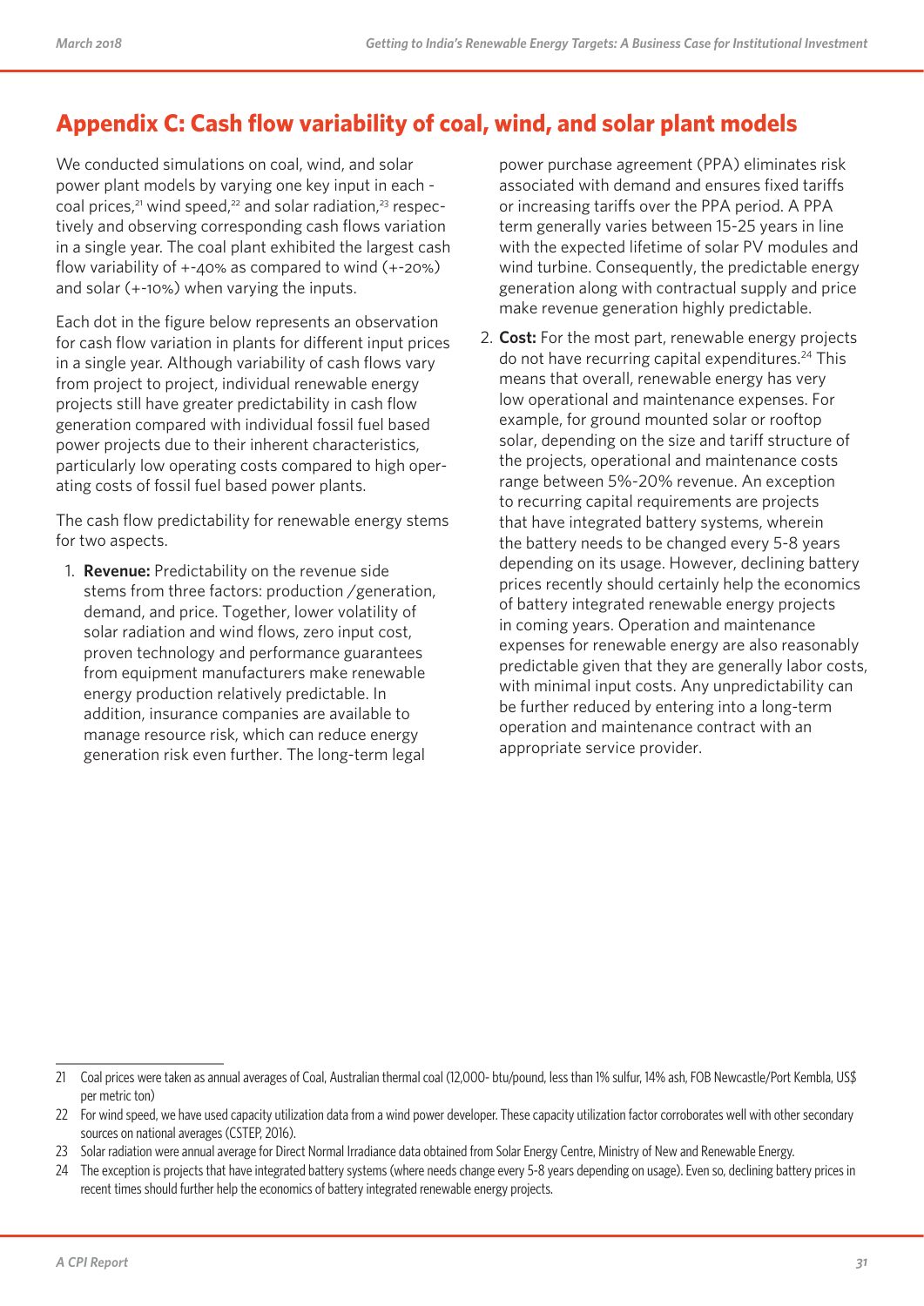## Appendix C: Cash flow variability of coal, wind, and solar plant models

We conducted simulations on coal, wind, and solar power plant models by varying one key input in each - coal prices,[21] wind speed,[22] and solar radiation,[23] respectively and observing corresponding cash flows variation in a single year. The coal plant exhibited the largest cash flow variability of +-40% as compared to wind (+-20%) and solar (+-10%) when varying the inputs.

Each dot in the figure below represents an observation for cash flow variation in plants for different input prices in a single year. Although variability of cash flows vary from project to project, individual renewable energy projects still have greater predictability in cash flow generation compared with individual fossil fuel based power projects due to their inherent characteristics, particularly low operating costs compared to high operating costs of fossil fuel based power plants.

The cash flow predictability for renewable energy stems for two aspects.

1. **Revenue:** Predictability on the revenue side stems from three factors: production /generation, demand, and price. Together, lower volatility of solar radiation and wind flows, zero input cost, proven technology and performance guarantees from equipment manufacturers make renewable energy production relatively predictable. In addition, insurance companies are available to manage resource risk, which can reduce energy generation risk even further. The long-term legal power purchase agreement (PPA) eliminates risk associated with demand and ensures fixed tariffs or increasing tariffs over the PPA period. A PPA term generally varies between 15-25 years in line with the expected lifetime of solar PV modules and wind turbine. Consequently, the predictable energy generation along with contractual supply and price make revenue generation highly predictable.
2. **Cost:** For the most part, renewable energy projects do not have recurring capital expenditures.[24] This means that overall, renewable energy has very low operational and maintenance expenses. For example, for ground mounted solar or rooftop solar, depending on the size and tariff structure of the projects, operational and maintenance costs range between 5%-20% revenue. An exception to recurring capital requirements are projects that have integrated battery systems, wherein the battery needs to be changed every 5-8 years depending on its usage. However, declining battery prices recently should certainly help the economics of battery integrated renewable energy projects in coming years. Operation and maintenance expenses for renewable energy are also reasonably predictable given that they are generally labor costs, with minimal input costs. Any unpredictability can be further reduced by entering into a long-term operation and maintenance contract with an appropriate service provider.

---

21 Coal prices were taken as annual averages of Coal, Australian thermal coal (12,000- btu/pound, less than 1% sulfur, 14% ash, FOB Newcastle/Port Kembla, US$ per metric ton)

22 For wind speed, we have used capacity utilization data from a wind power developer. These capacity utilization factor corroborates well with other secondary sources on national averages (CSTEP, 2016).

23 Solar radiation were annual average for Direct Normal Irradiance data obtained from Solar Energy Centre, Ministry of New and Renewable Energy.

24 The exception is projects that have integrated battery systems (where needs change every 5-8 years depending on usage). Even so, declining battery prices in recent times should further help the economics of battery integrated renewable energy projects.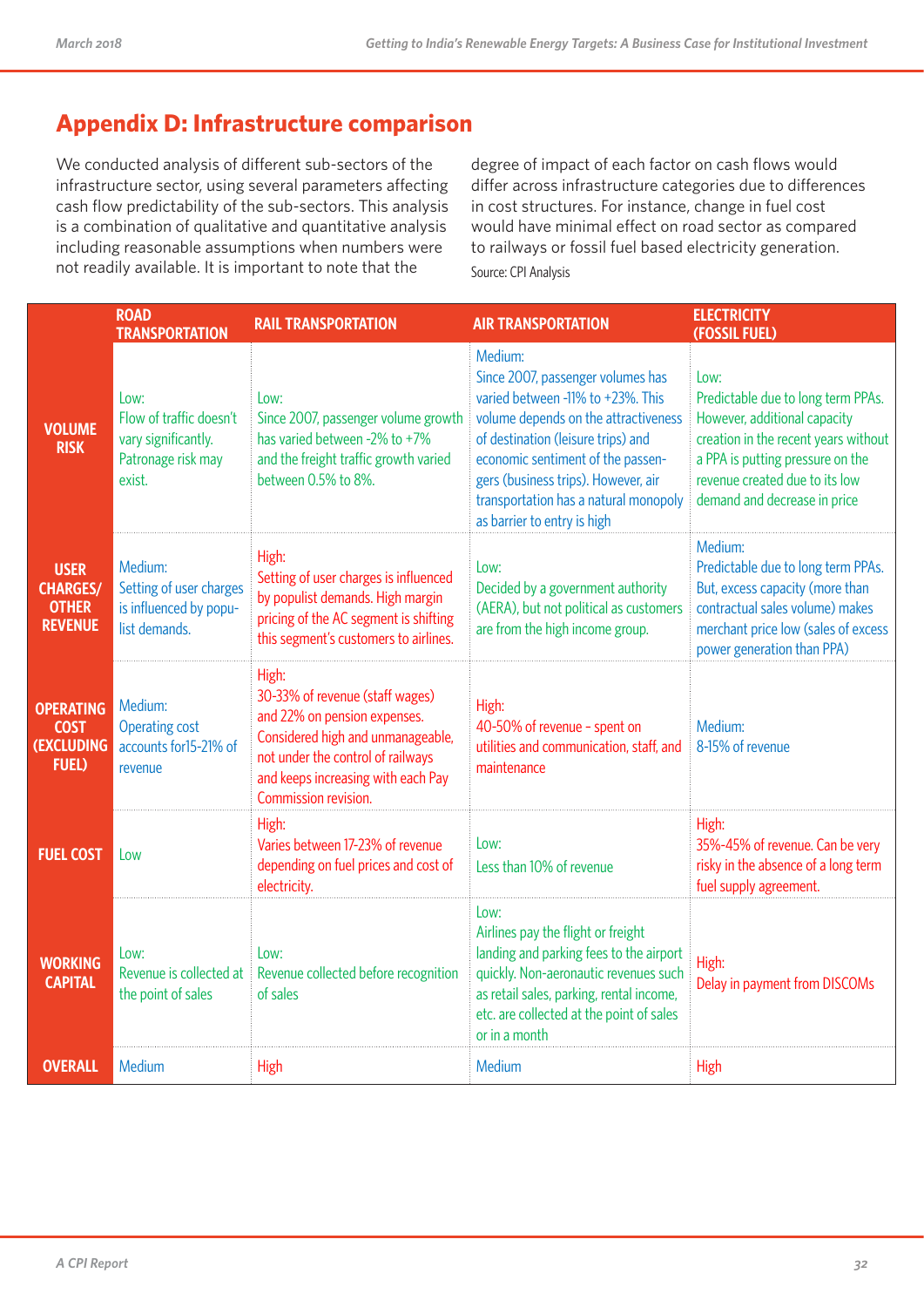## Appendix D: Infrastructure comparison

We conducted analysis of different sub-sectors of the infrastructure sector, using several parameters affecting cash flow predictability of the sub-sectors. This analysis is a combination of qualitative and quantitative analysis including reasonable assumptions when numbers were not readily available. It is important to note that the degree of impact of each factor on cash flows would differ across infrastructure categories due to differences in cost structures. For instance, change in fuel cost would have minimal effect on road sector as compared to railways or fossil fuel based electricity generation.

Source: CPI Analysis

| | ROAD TRANSPORTATION | RAIL TRANSPORTATION | AIR TRANSPORTATION | ELECTRICITY (FOSSIL FUEL) |
|---|---|---|---|---|
| **VOLUME RISK** | Low: Flow of traffic doesn't vary significantly. Patronage risk may exist. | Low: Since 2007, passenger volume growth has varied between -2% to +7% and the freight traffic growth varied between 0.5% to 8%. | Medium: Since 2007, passenger volumes has varied between -11% to +23%. This volume depends on the attractiveness of destination (leisure trips) and economic sentiment of the passengers (business trips). However, air transportation has a natural monopoly as barrier to entry is high | Low: Predictable due to long term PPAs. However, additional capacity creation in the recent years without a PPA is putting pressure on the revenue created due to its low demand and decrease in price |
| **USER CHARGES/ OTHER REVENUE** | Medium: Setting of user charges is influenced by populist demands. | High: Setting of user charges is influenced by populist demands. High margin pricing of the AC segment is shifting this segment's customers to airlines. | Low: Decided by a government authority (AERA), but not political as customers are from the high income group. | Medium: Predictable due to long term PPAs. But, excess capacity (more than contractual sales volume) makes merchant price low (sales of excess power generation than PPA) |
| **OPERATING COST (EXCLUDING FUEL)** | Medium: Operating cost accounts for15-21% of revenue | High: 30-33% of revenue (staff wages) and 22% on pension expenses. Considered high and unmanageable, not under the control of railways and keeps increasing with each Pay Commission revision. | High: 40-50% of revenue - spent on utilities and communication, staff, and maintenance | Medium: 8-15% of revenue |
| **FUEL COST** | Low | High: Varies between 17-23% of revenue depending on fuel prices and cost of electricity. | Low: Less than 10% of revenue | High: 35%-45% of revenue. Can be very risky in the absence of a long term fuel supply agreement. |
| **WORKING CAPITAL** | Low: Revenue is collected at the point of sales | Low: Revenue collected before recognition of sales | Low: Airlines pay the flight or freight landing and parking fees to the airport quickly. Non-aeronautic revenues such as retail sales, parking, rental income, etc. are collected at the point of sales or in a month | High: Delay in payment from DISCOMs |
| **OVERALL** | Medium | High | Medium | High |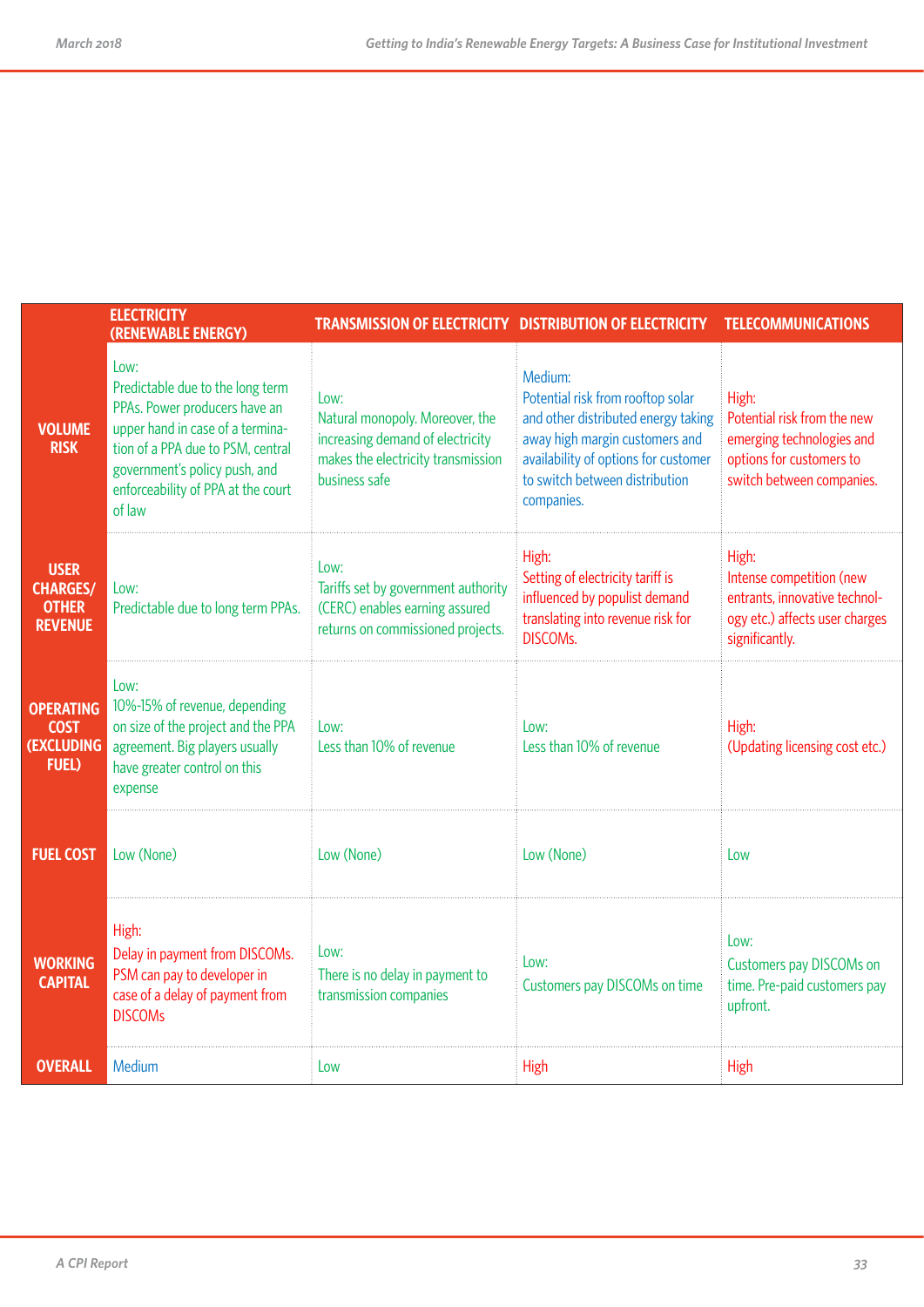| | ELECTRICITY (RENEWABLE ENERGY) | TRANSMISSION OF ELECTRICITY | DISTRIBUTION OF ELECTRICITY | TELECOMMUNICATIONS |
|---|---|---|---|---|
| **VOLUME RISK** | Low: Predictable due to the long term PPAs. Power producers have an upper hand in case of a termination of a PPA due to PSM, central government's policy push, and enforceability of PPA at the court of law | Low: Natural monopoly. Moreover, the increasing demand of electricity makes the electricity transmission business safe | Medium: Potential risk from rooftop solar and other distributed energy taking away high margin customers and availability of options for customer to switch between distribution companies. | High: Potential risk from the new emerging technologies and options for customers to switch between companies. |
| **USER CHARGES/ OTHER REVENUE** | Low: Predictable due to long term PPAs. | Low: Tariffs set by government authority (CERC) enables earning assured returns on commissioned projects. | High: Setting of electricity tariff is influenced by populist demand translating into revenue risk for DISCOMs. | High: Intense competition (new entrants, innovative technology etc.) affects user charges significantly. |
| **OPERATING COST (EXCLUDING FUEL)** | Low: 10%-15% of revenue, depending on size of the project and the PPA agreement. Big players usually have greater control on this expense | Low: Less than 10% of revenue | Low: Less than 10% of revenue | High: (Updating licensing cost etc.) |
| **FUEL COST** | Low (None) | Low (None) | Low (None) | Low |
| **WORKING CAPITAL** | High: Delay in payment from DISCOMs. PSM can pay to developer in case of a delay of payment from DISCOMs | Low: There is no delay in payment to transmission companies | Low: Customers pay DISCOMs on time | Low: Customers pay DISCOMs on time. Pre-paid customers pay upfront. |
| **OVERALL** | Medium | Low | High | High |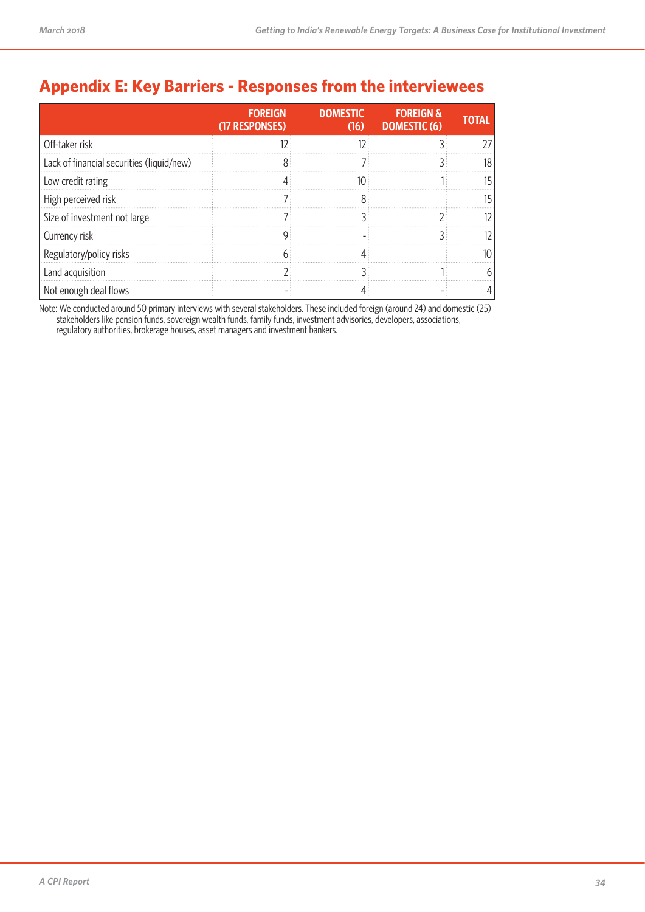## Appendix E: Key Barriers - Responses from the interviewees

| | FOREIGN (17 RESPONSES) | DOMESTIC (16) | FOREIGN & DOMESTIC (6) | TOTAL |
|---|---|---|---|---|
| Off-taker risk | 12 | 12 | 3 | 27 |
| Lack of financial securities (liquid/new) | 8 | 7 | 3 | 18 |
| Low credit rating | 4 | 10 | 1 | 15 |
| High perceived risk | 7 | 8 | | 15 |
| Size of investment not large | 7 | 3 | 2 | 12 |
| Currency risk | 9 | - | 3 | 12 |
| Regulatory/policy risks | 6 | 4 | | 10 |
| Land acquisition | 2 | 3 | 1 | 6 |
| Not enough deal flows | - | 4 | - | 4 |

Note: We conducted around 50 primary interviews with several stakeholders. These included foreign (around 24) and domestic (25) stakeholders like pension funds, sovereign wealth funds, family funds, investment advisories, developers, associations, regulatory authorities, brokerage houses, asset managers and investment bankers.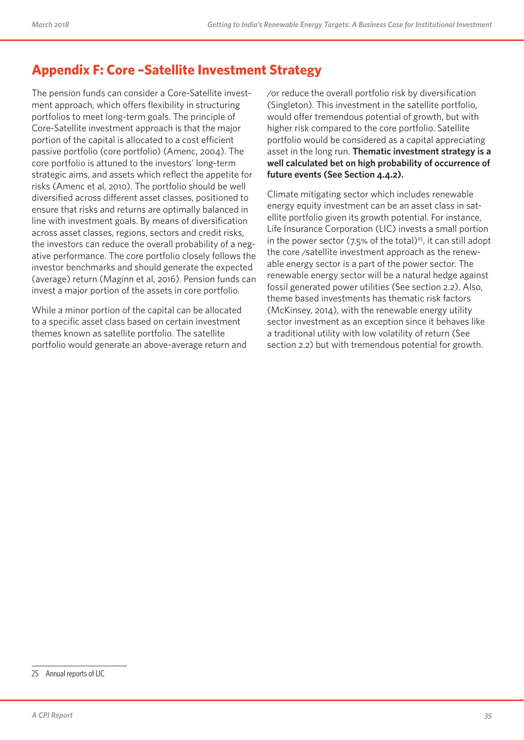## Appendix F: Core –Satellite Investment Strategy

The pension funds can consider a Core-Satellite investment approach, which offers flexibility in structuring portfolios to meet long-term goals. The principle of Core-Satellite investment approach is that the major portion of the capital is allocated to a cost efficient passive portfolio (core portfolio) (Amenc, 2004). The core portfolio is attuned to the investors' long-term strategic aims, and assets which reflect the appetite for risks (Amenc et al, 2010). The portfolio should be well diversified across different asset classes, positioned to ensure that risks and returns are optimally balanced in line with investment goals. By means of diversification across asset classes, regions, sectors and credit risks, the investors can reduce the overall probability of a negative performance. The core portfolio closely follows the investor benchmarks and should generate the expected (average) return (Maginn et al, 2016). Pension funds can invest a major portion of the assets in core portfolio.

While a minor portion of the capital can be allocated to a specific asset class based on certain investment themes known as satellite portfolio. The satellite portfolio would generate an above-average return and /or reduce the overall portfolio risk by diversification (Singleton). This investment in the satellite portfolio, would offer tremendous potential of growth, but with higher risk compared to the core portfolio. Satellite portfolio would be considered as a capital appreciating asset in the long run. **Thematic investment strategy is a well calculated bet on high probability of occurrence of future events (See Section 4.4.2).**

Climate mitigating sector which includes renewable energy equity investment can be an asset class in satellite portfolio given its growth potential. For instance, Life Insurance Corporation (LIC) invests a small portion in the power sector (7.5% of the total)[25], it can still adopt the core /satellite investment approach as the renewable energy sector is a part of the power sector. The renewable energy sector will be a natural hedge against fossil generated power utilities (See section 2.2). Also, theme based investments has thematic risk factors (McKinsey, 2014), with the renewable energy utility sector investment as an exception since it behaves like a traditional utility with low volatility of return (See section 2.2) but with tremendous potential for growth.

25 Annual reports of LIC